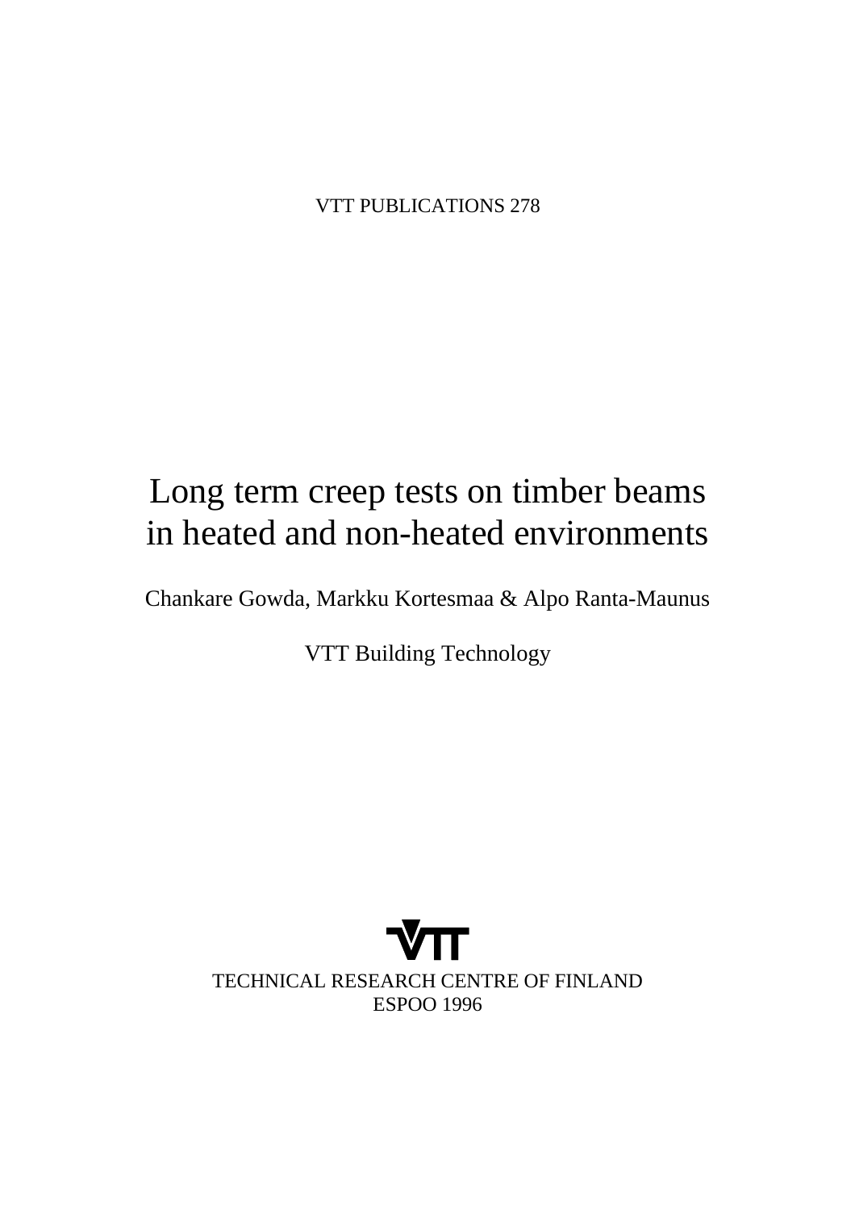VTT PUBLICATIONS 278

# Long term creep tests on timber beams in heated and non-heated environments

Chankare Gowda, Markku Kortesmaa & Alpo Ranta-Maunus

VTT Building Technology

VTT

TECHNICAL RESEARCH CENTRE OF FINLAND
ESPOO 1996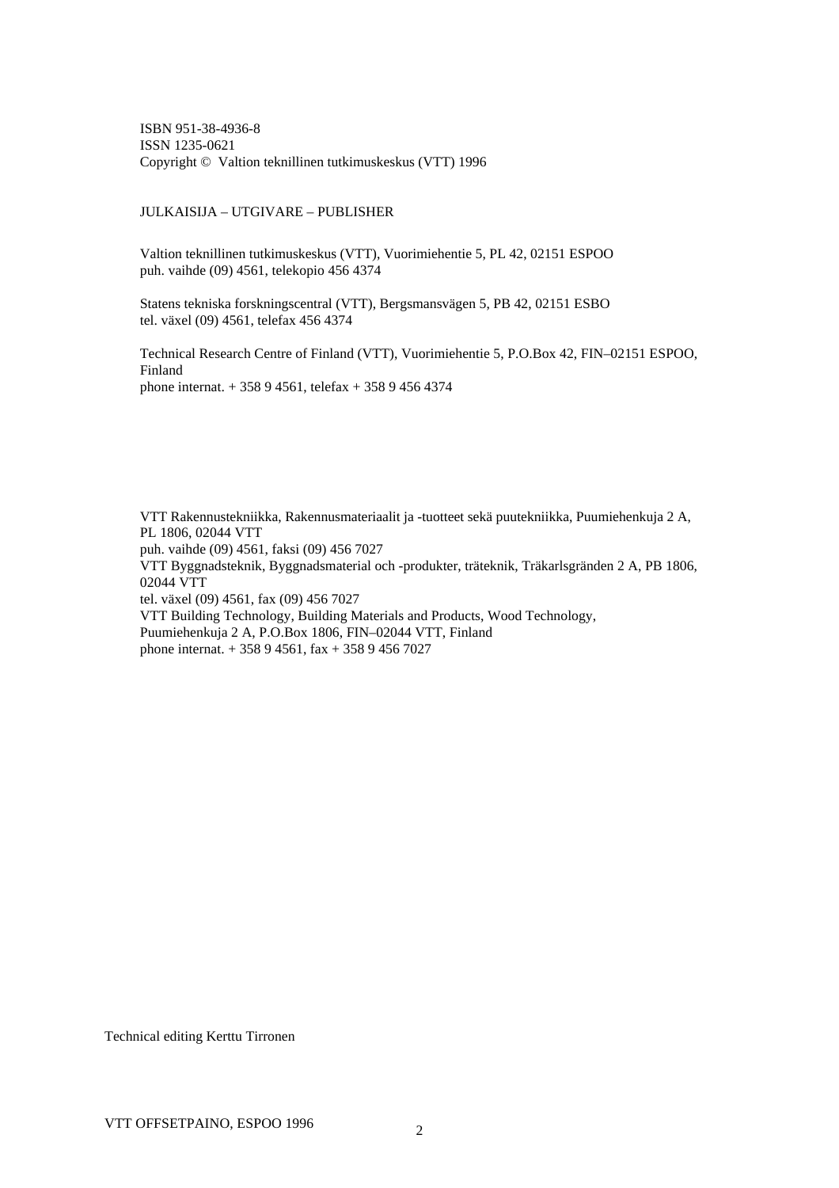ISBN 951-38-4936-8
ISSN 1235-0621
Copyright © Valtion teknillinen tutkimuskeskus (VTT) 1996

JULKAISIJA – UTGIVARE – PUBLISHER

Valtion teknillinen tutkimuskeskus (VTT), Vuorimiehentie 5, PL 42, 02151 ESPOO
puh. vaihde (09) 4561, telekopio 456 4374

Statens tekniska forskningscentral (VTT), Bergsmansvägen 5, PB 42, 02151 ESBO
tel. växel (09) 4561, telefax 456 4374

Technical Research Centre of Finland (VTT), Vuorimiehentie 5, P.O.Box 42, FIN–02151 ESPOO, Finland
phone internat. + 358 9 4561, telefax + 358 9 456 4374

VTT Rakennustekniikka, Rakennusmateriaalit ja -tuotteet sekä puutekniikka, Puumiehenkuja 2 A, PL 1806, 02044 VTT
puh. vaihde (09) 4561, faksi (09) 456 7027
VTT Byggnadsteknik, Byggnadsmaterial och -produkter, träteknik, Träkarlsgränden 2 A, PB 1806, 02044 VTT
tel. växel (09) 4561, fax (09) 456 7027
VTT Building Technology, Building Materials and Products, Wood Technology, Puumiehenkuja 2 A, P.O.Box 1806, FIN–02044 VTT, Finland
phone internat. + 358 9 4561, fax + 358 9 456 7027

Technical editing Kerttu Tirronen

VTT OFFSETPAINO, ESPOO 1996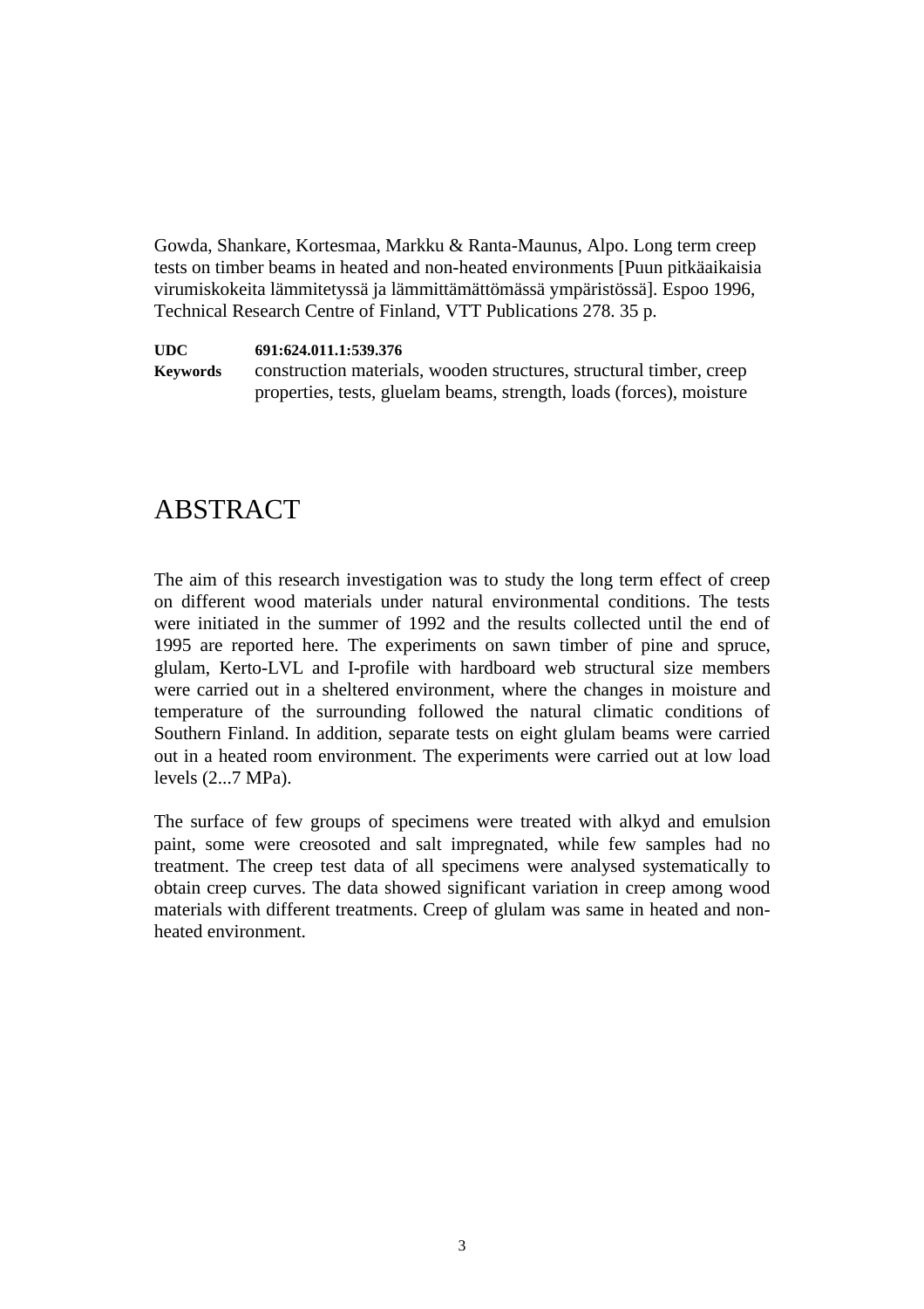Gowda, Shankare, Kortesmaa, Markku & Ranta-Maunus, Alpo. Long term creep tests on timber beams in heated and non-heated environments [Puun pitkäaikaisia virumiskokeita lämmitetyssä ja lämmittämättömässä ympäristössä]. Espoo 1996, Technical Research Centre of Finland, VTT Publications 278. 35 p.

**UDC** **691:624.011.1:539.376**
**Keywords** construction materials, wooden structures, structural timber, creep properties, tests, gluelam beams, strength, loads (forces), moisture

# ABSTRACT

The aim of this research investigation was to study the long term effect of creep on different wood materials under natural environmental conditions. The tests were initiated in the summer of 1992 and the results collected until the end of 1995 are reported here. The experiments on sawn timber of pine and spruce, glulam, Kerto-LVL and I-profile with hardboard web structural size members were carried out in a sheltered environment, where the changes in moisture and temperature of the surrounding followed the natural climatic conditions of Southern Finland. In addition, separate tests on eight glulam beams were carried out in a heated room environment. The experiments were carried out at low load levels (2...7 MPa).

The surface of few groups of specimens were treated with alkyd and emulsion paint, some were creosoted and salt impregnated, while few samples had no treatment. The creep test data of all specimens were analysed systematically to obtain creep curves. The data showed significant variation in creep among wood materials with different treatments. Creep of glulam was same in heated and non-heated environment.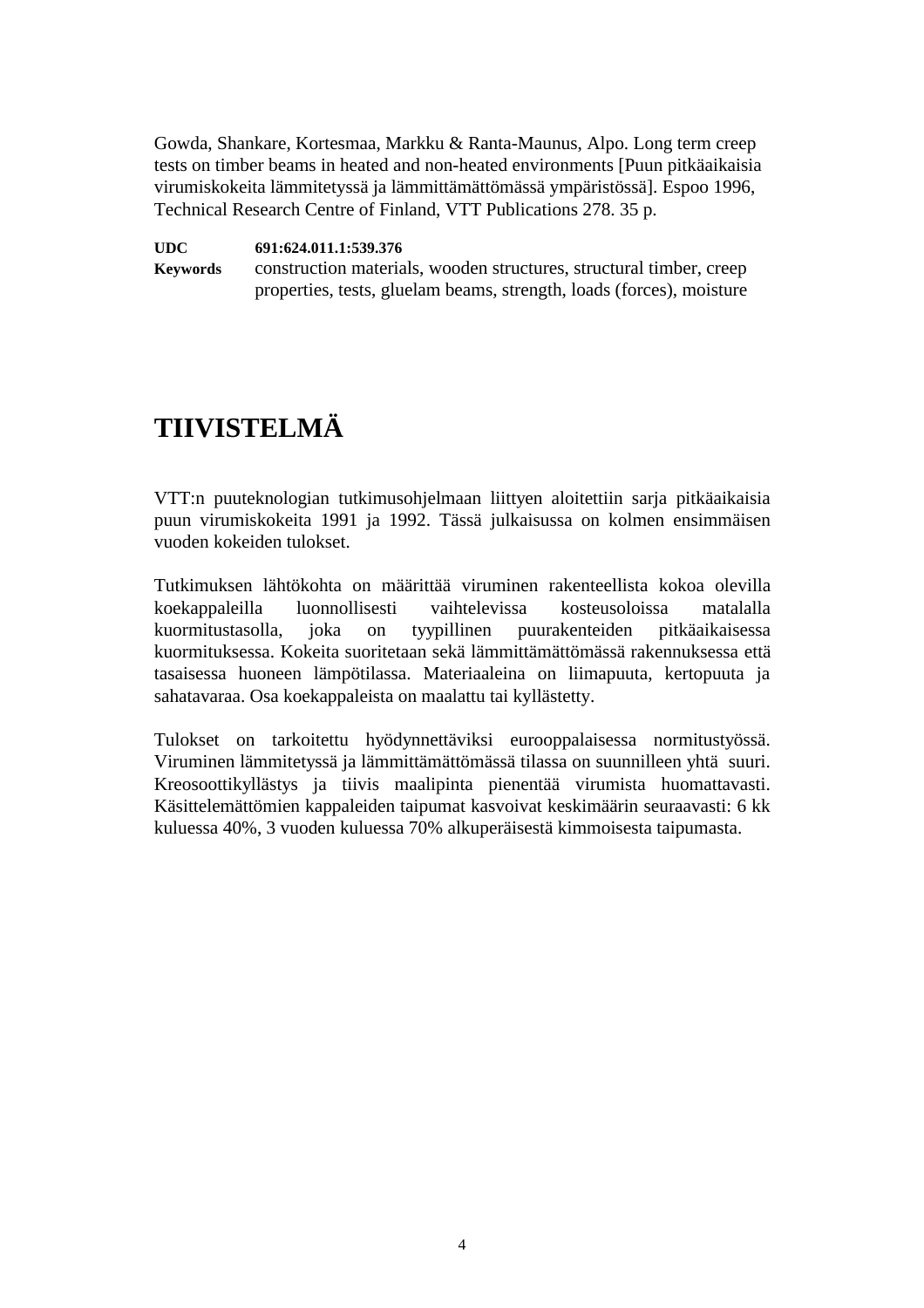Gowda, Shankare, Kortesmaa, Markku & Ranta-Maunus, Alpo. Long term creep tests on timber beams in heated and non-heated environments [Puun pitkäaikaisia virumiskokeita lämmitetyssä ja lämmittämättömässä ympäristössä]. Espoo 1996, Technical Research Centre of Finland, VTT Publications 278. 35 p.

**UDC** **691:624.011.1:539.376**
**Keywords** construction materials, wooden structures, structural timber, creep properties, tests, gluelam beams, strength, loads (forces), moisture

# TIIVISTELMÄ

VTT:n puuteknologian tutkimusohjelmaan liittyen aloitettiin sarja pitkäaikaisia puun virumiskokeita 1991 ja 1992. Tässä julkaisussa on kolmen ensimmäisen vuoden kokeiden tulokset.

Tutkimuksen lähtökohta on määrittää viruminen rakenteellista kokoa olevilla koekappaleilla luonnollisesti vaihtelevissa kosteusoloissa matalalla kuormitustasolla, joka on tyypillinen puurakenteiden pitkäaikaisessa kuormituksessa. Kokeita suoritetaan sekä lämmittämättömässä rakennuksessa että tasaisessa huoneen lämpötilassa. Materiaaleina on liimapuuta, kertopuuta ja sahatavaraa. Osa koekappaleista on maalattu tai kyllästetty.

Tulokset on tarkoitettu hyödynnettäviksi eurooppalaisessa normitustyössä. Viruminen lämmitetyssä ja lämmittämättömässä tilassa on suunnilleen yhtä suuri. Kreosoottikyllästys ja tiivis maalipinta pienentää virumista huomattavasti. Käsittelemättömien kappaleiden taipumat kasvoivat keskimäärin seuraavasti: 6 kk kuluessa 40%, 3 vuoden kuluessa 70% alkuperäisestä kimmoisesta taipumasta.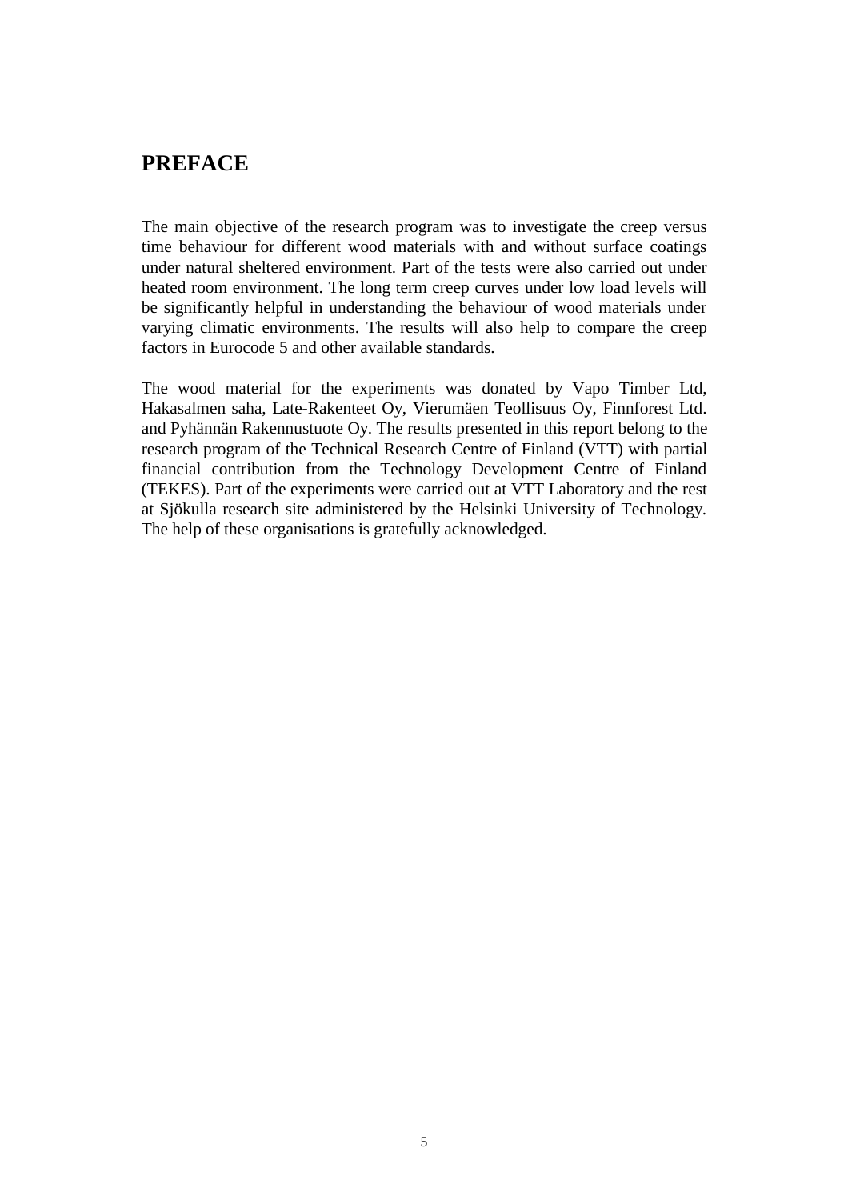# PREFACE

The main objective of the research program was to investigate the creep versus time behaviour for different wood materials with and without surface coatings under natural sheltered environment. Part of the tests were also carried out under heated room environment. The long term creep curves under low load levels will be significantly helpful in understanding the behaviour of wood materials under varying climatic environments. The results will also help to compare the creep factors in Eurocode 5 and other available standards.

The wood material for the experiments was donated by Vapo Timber Ltd, Hakasalmen saha, Late-Rakenteet Oy, Vierumäen Teollisuus Oy, Finnforest Ltd. and Pyhännän Rakennustuote Oy. The results presented in this report belong to the research program of the Technical Research Centre of Finland (VTT) with partial financial contribution from the Technology Development Centre of Finland (TEKES). Part of the experiments were carried out at VTT Laboratory and the rest at Sjökulla research site administered by the Helsinki University of Technology. The help of these organisations is gratefully acknowledged.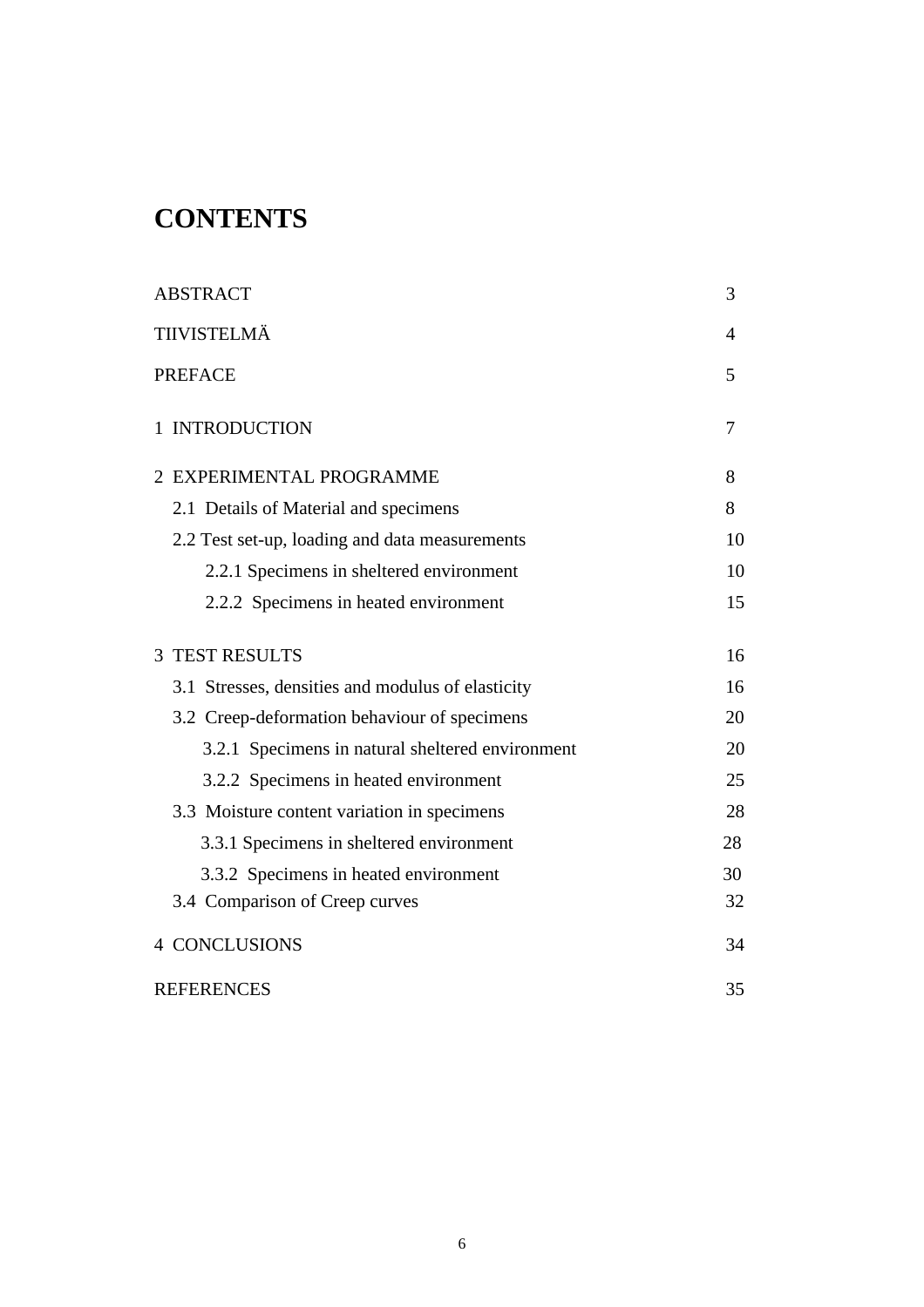# CONTENTS

| | |
|---|---|
| ABSTRACT | 3 |
| TIIVISTELMÄ | 4 |
| PREFACE | 5 |
| 1 INTRODUCTION | 7 |
| 2 EXPERIMENTAL PROGRAMME | 8 |
| 2.1 Details of Material and specimens | 8 |
| 2.2 Test set-up, loading and data measurements | 10 |
| 2.2.1 Specimens in sheltered environment | 10 |
| 2.2.2 Specimens in heated environment | 15 |
| 3 TEST RESULTS | 16 |
| 3.1 Stresses, densities and modulus of elasticity | 16 |
| 3.2 Creep-deformation behaviour of specimens | 20 |
| 3.2.1 Specimens in natural sheltered environment | 20 |
| 3.2.2 Specimens in heated environment | 25 |
| 3.3 Moisture content variation in specimens | 28 |
| 3.3.1 Specimens in sheltered environment | 28 |
| 3.3.2 Specimens in heated environment | 30 |
| 3.4 Comparison of Creep curves | 32 |
| 4 CONCLUSIONS | 34 |
| REFERENCES | 35 |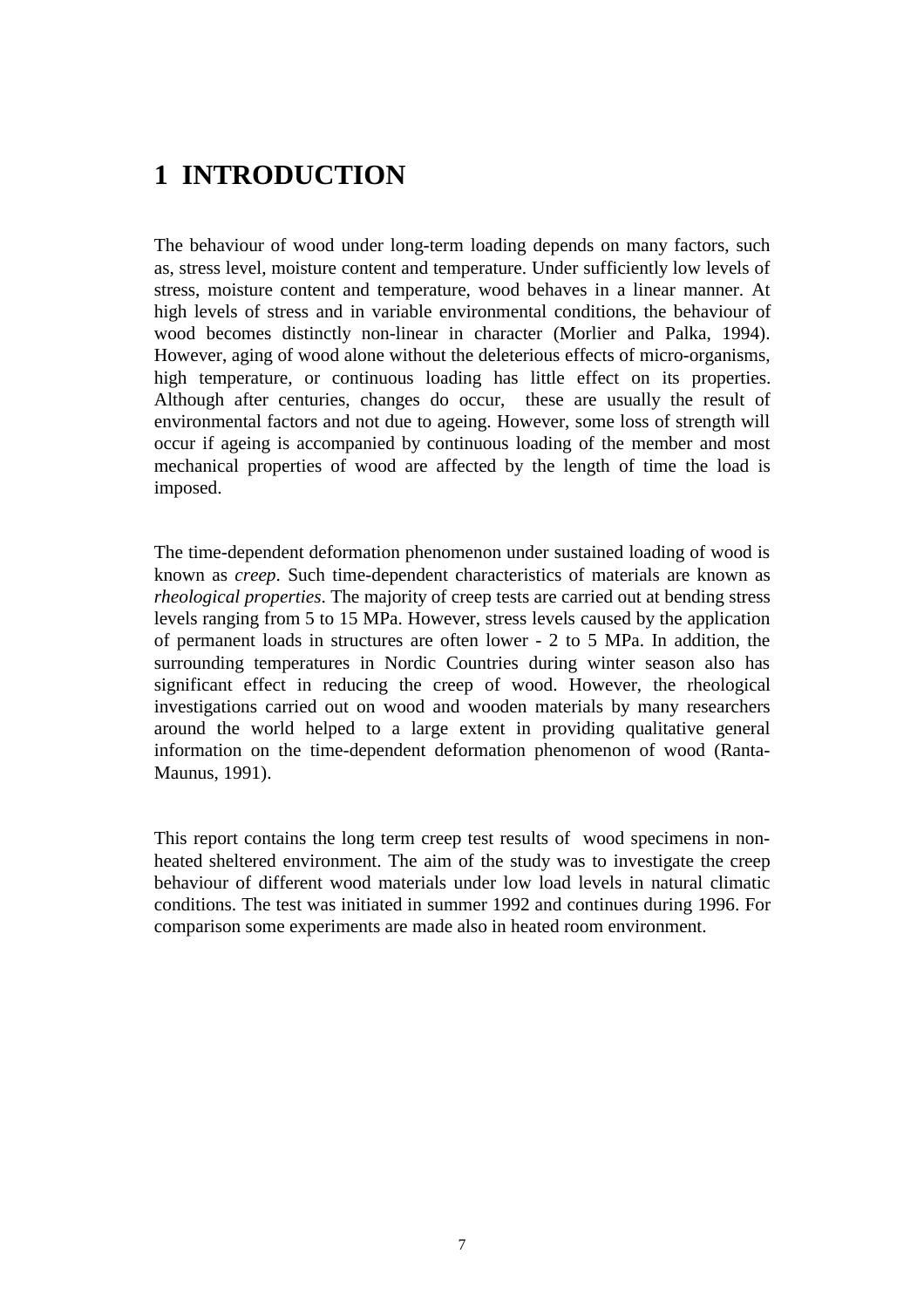# 1 INTRODUCTION

The behaviour of wood under long-term loading depends on many factors, such as, stress level, moisture content and temperature. Under sufficiently low levels of stress, moisture content and temperature, wood behaves in a linear manner. At high levels of stress and in variable environmental conditions, the behaviour of wood becomes distinctly non-linear in character (Morlier and Palka, 1994). However, aging of wood alone without the deleterious effects of micro-organisms, high temperature, or continuous loading has little effect on its properties. Although after centuries, changes do occur, these are usually the result of environmental factors and not due to ageing. However, some loss of strength will occur if ageing is accompanied by continuous loading of the member and most mechanical properties of wood are affected by the length of time the load is imposed.

The time-dependent deformation phenomenon under sustained loading of wood is known as *creep*. Such time-dependent characteristics of materials are known as *rheological properties*. The majority of creep tests are carried out at bending stress levels ranging from 5 to 15 MPa. However, stress levels caused by the application of permanent loads in structures are often lower - 2 to 5 MPa. In addition, the surrounding temperatures in Nordic Countries during winter season also has significant effect in reducing the creep of wood. However, the rheological investigations carried out on wood and wooden materials by many researchers around the world helped to a large extent in providing qualitative general information on the time-dependent deformation phenomenon of wood (Ranta-Maunus, 1991).

This report contains the long term creep test results of wood specimens in non-heated sheltered environment. The aim of the study was to investigate the creep behaviour of different wood materials under low load levels in natural climatic conditions. The test was initiated in summer 1992 and continues during 1996. For comparison some experiments are made also in heated room environment.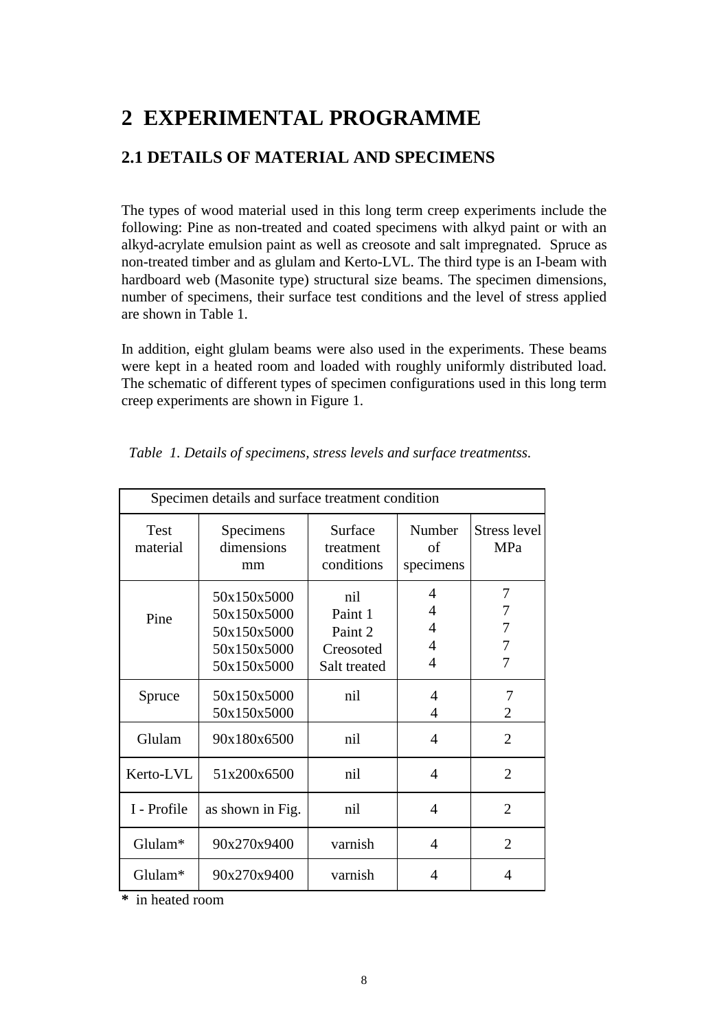# 2 EXPERIMENTAL PROGRAMME

## 2.1 DETAILS OF MATERIAL AND SPECIMENS

The types of wood material used in this long term creep experiments include the following: Pine as non-treated and coated specimens with alkyd paint or with an alkyd-acrylate emulsion paint as well as creosote and salt impregnated. Spruce as non-treated timber and as glulam and Kerto-LVL. The third type is an I-beam with hardboard web (Masonite type) structural size beams. The specimen dimensions, number of specimens, their surface test conditions and the level of stress applied are shown in Table 1.

In addition, eight glulam beams were also used in the experiments. These beams were kept in a heated room and loaded with roughly uniformly distributed load. The schematic of different types of specimen configurations used in this long term creep experiments are shown in Figure 1.

*Table 1. Details of specimens, stress levels and surface treatmentss.*

| Specimen details and surface treatment condition | | | | |
|---|---|---|---|---|
| Test material | Specimens dimensions mm | Surface treatment conditions | Number of specimens | Stress level MPa |
| Pine | 50x150x5000<br>50x150x5000<br>50x150x5000<br>50x150x5000<br>50x150x5000 | nil<br>Paint 1<br>Paint 2<br>Creosoted<br>Salt treated | 4<br>4<br>4<br>4<br>4 | 7<br>7<br>7<br>7<br>7 |
| Spruce | 50x150x5000<br>50x150x5000 | nil | 4<br>4 | 7<br>2 |
| Glulam | 90x180x6500 | nil | 4 | 2 |
| Kerto-LVL | 51x200x6500 | nil | 4 | 2 |
| I - Profile | as shown in Fig. | nil | 4 | 2 |
| Glulam* | 90x270x9400 | varnish | 4 | 2 |
| Glulam* | 90x270x9400 | varnish | 4 | 4 |

**\*** in heated room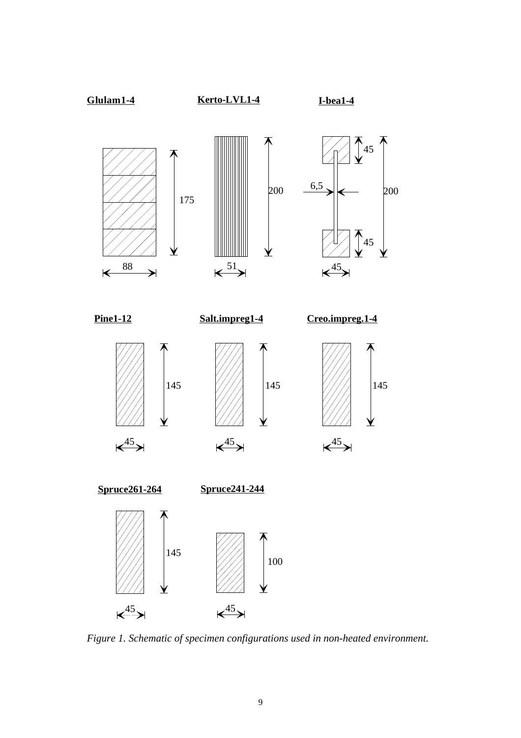**Glulam1-4** **Kerto-LVL1-4** **I-bea1-4**

**Pine1-12** **Salt.impreg1-4** **Creo.impreg.1-4**

**Spruce261-264** **Spruce241-244**

*Figure 1. Schematic of specimen configurations used in non-heated environment.*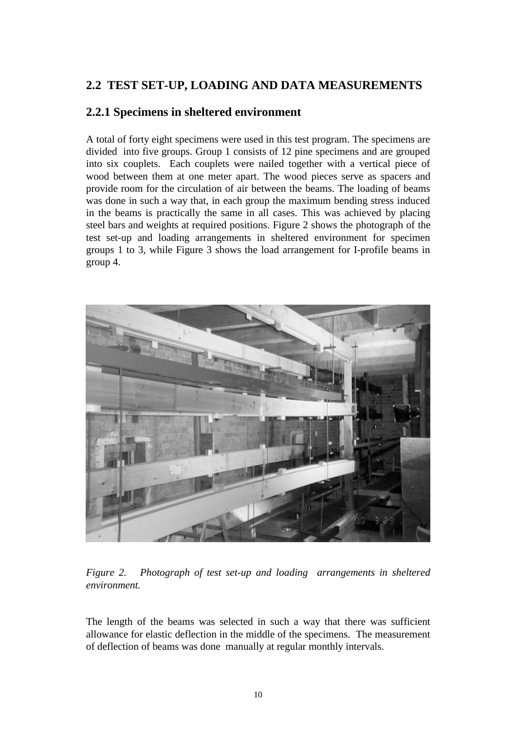## 2.2 TEST SET-UP, LOADING AND DATA MEASUREMENTS

### 2.2.1 Specimens in sheltered environment

A total of forty eight specimens were used in this test program. The specimens are divided into five groups. Group 1 consists of 12 pine specimens and are grouped into six couplets. Each couplets were nailed together with a vertical piece of wood between them at one meter apart. The wood pieces serve as spacers and provide room for the circulation of air between the beams. The loading of beams was done in such a way that, in each group the maximum bending stress induced in the beams is practically the same in all cases. This was achieved by placing steel bars and weights at required positions. Figure 2 shows the photograph of the test set-up and loading arrangements in sheltered environment for specimen groups 1 to 3, while Figure 3 shows the load arrangement for I-profile beams in group 4.

*Figure 2. Photograph of test set-up and loading arrangements in sheltered environment.*

The length of the beams was selected in such a way that there was sufficient allowance for elastic deflection in the middle of the specimens. The measurement of deflection of beams was done manually at regular monthly intervals.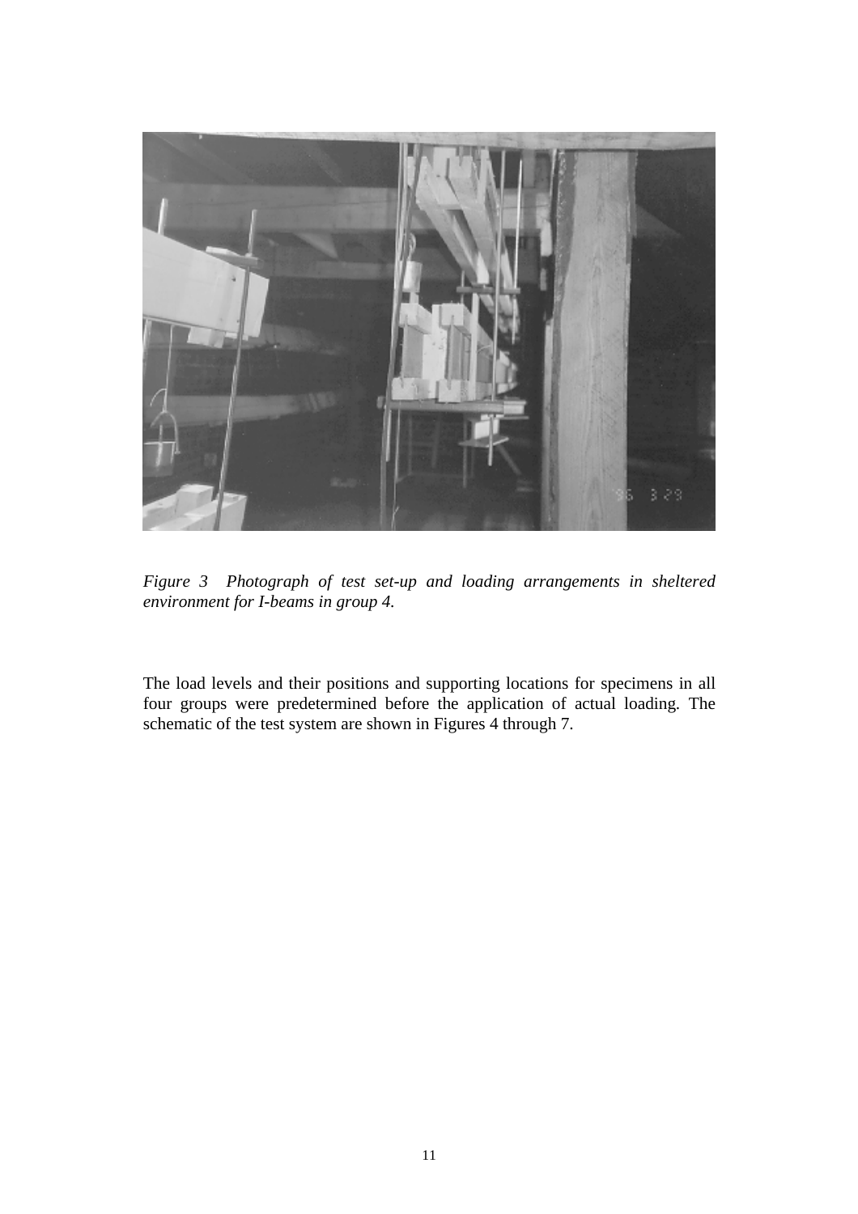*Figure 3 Photograph of test set-up and loading arrangements in sheltered environment for I-beams in group 4.*

The load levels and their positions and supporting locations for specimens in all four groups were predetermined before the application of actual loading. The schematic of the test system are shown in Figures 4 through 7.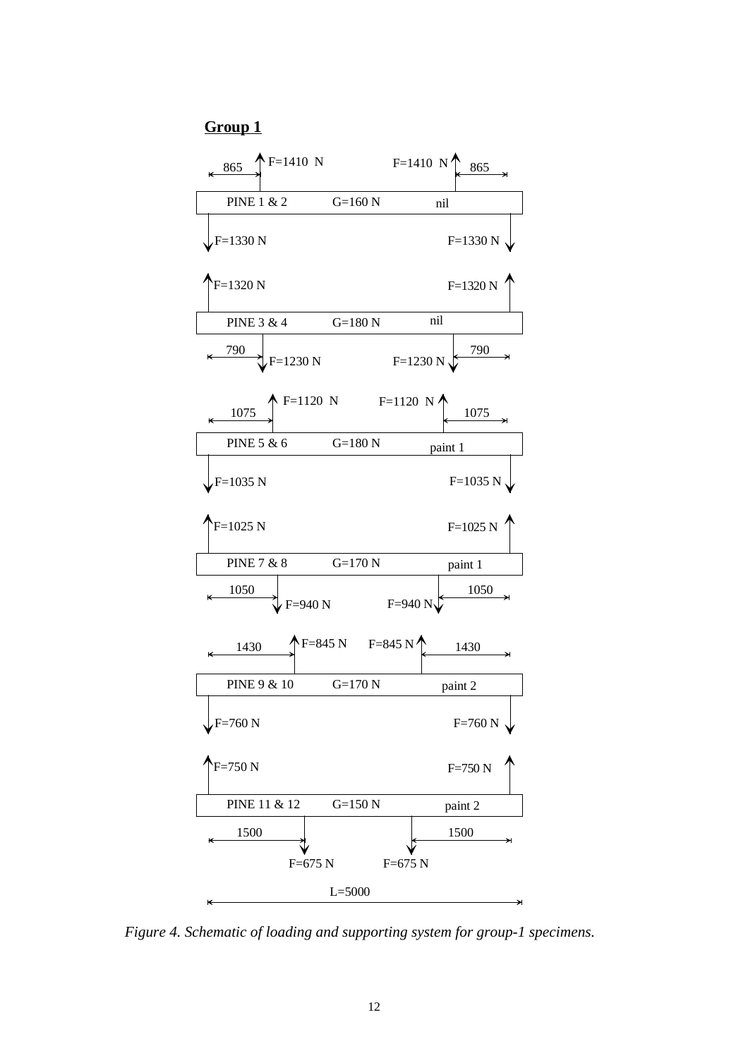## Group 1

PINE 1 & 2 — G=160 N — nil
- F=1410 N (865), F=1410 N (865)
- F=1330 N, F=1330 N

PINE 3 & 4 — G=180 N — nil
- F=1320 N, F=1320 N
- F=1230 N (790), F=1230 N (790)

PINE 5 & 6 — G=180 N — paint 1
- F=1120 N (1075), F=1120 N (1075)
- F=1035 N, F=1035 N

PINE 7 & 8 — G=170 N — paint 1
- F=1025 N, F=1025 N
- F=940 N (1050), F=940 N (1050)

PINE 9 & 10 — G=170 N — paint 2
- F=845 N (1430), F=845 N (1430)
- F=760 N, F=760 N

PINE 11 & 12 — G=150 N — paint 2
- F=750 N, F=750 N
- F=675 N (1500), F=675 N (1500)

L=5000

*Figure 4. Schematic of loading and supporting system for group-1 specimens.*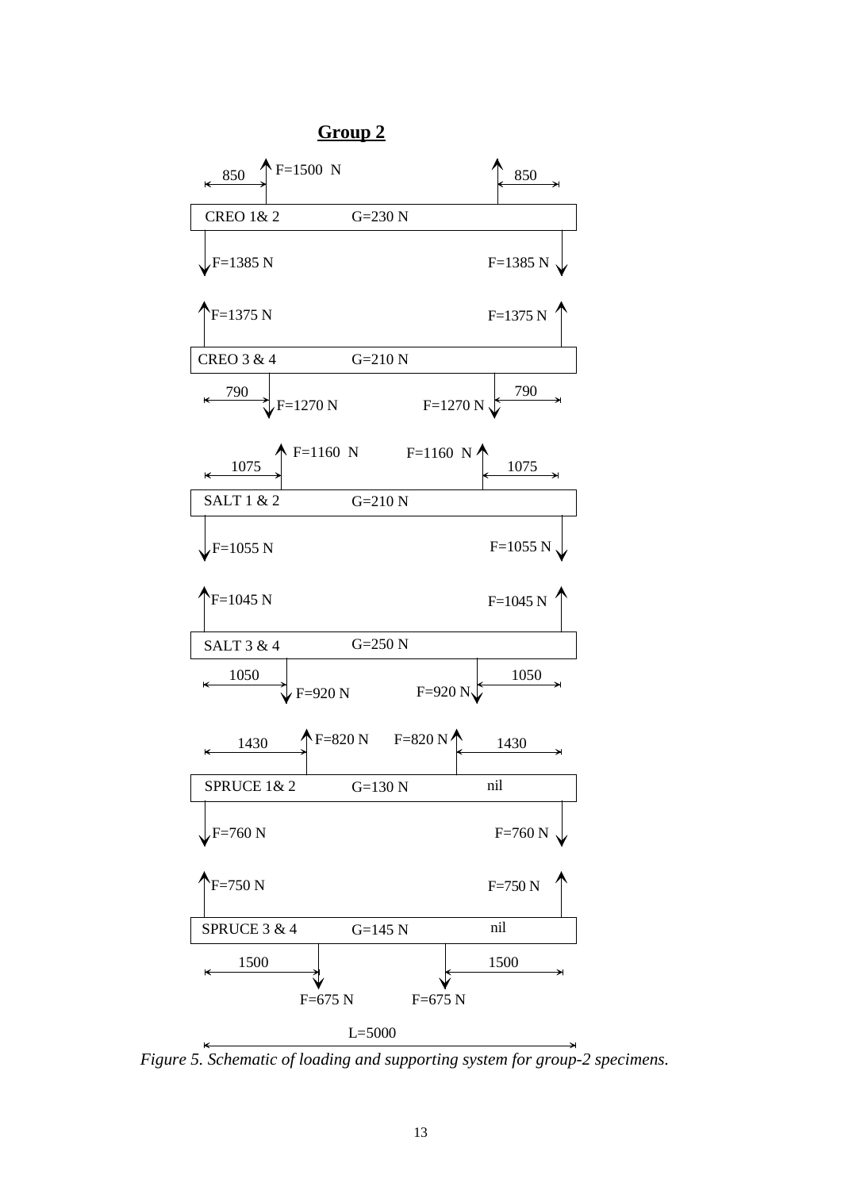## Group 2

850 | F=1500 N | 850

CREO 1& 2 G=230 N

F=1385 N F=1385 N

F=1375 N F=1375 N

CREO 3 & 4 G=210 N

790 F=1270 N F=1270 N 790

F=1160 N F=1160 N

1075 1075

SALT 1 & 2 G=210 N

F=1055 N F=1055 N

F=1045 N F=1045 N

SALT 3 & 4 G=250 N

1050 F=920 N F=920 N 1050

1430 F=820 N F=820 N 1430

SPRUCE 1& 2 G=130 N nil

F=760 N F=760 N

F=750 N F=750 N

SPRUCE 3 & 4 G=145 N nil

1500 1500

F=675 N F=675 N

L=5000

*Figure 5. Schematic of loading and supporting system for group-2 specimens.*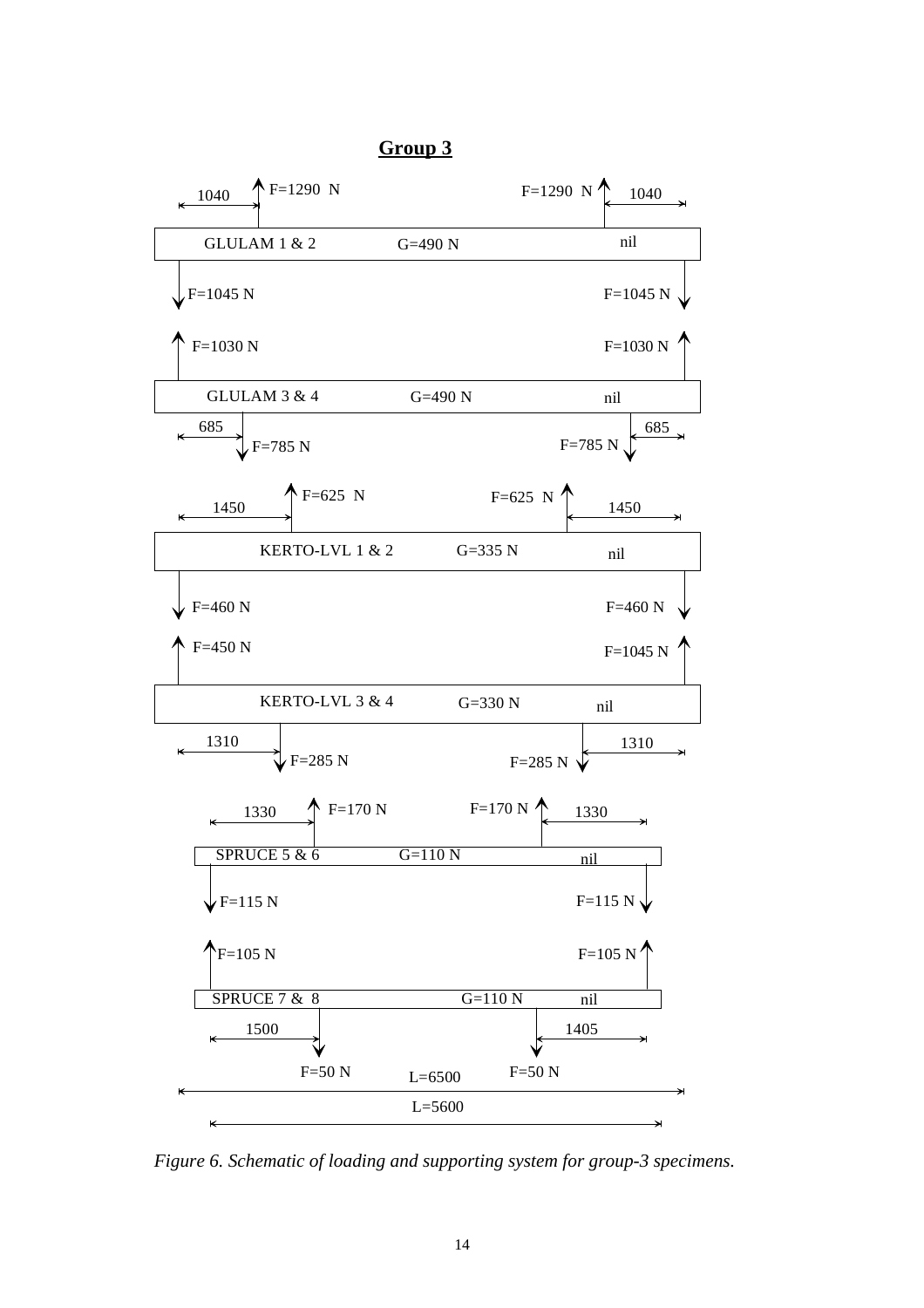## **Group 3**

1040 F=1290 N F=1290 N 1040

GLULAM 1 & 2 G=490 N nil

F=1045 N F=1045 N

F=1030 N F=1030 N

GLULAM 3 & 4 G=490 N nil

685 F=785 N F=785 N 685

F=625 N F=625 N

1450 1450

KERTO-LVL 1 & 2 G=335 N nil

F=460 N F=460 N

F=450 N F=1045 N

KERTO-LVL 3 & 4 G=330 N nil

1310 F=285 N F=285 N 1310

1330 F=170 N F=170 N 1330

SPRUCE 5 & 6 G=110 N nil

F=115 N F=115 N

F=105 N F=105 N

SPRUCE 7 & 8 G=110 N nil

1500 1405

F=50 N L=6500 F=50 N

L=5600

*Figure 6. Schematic of loading and supporting system for group-3 specimens.*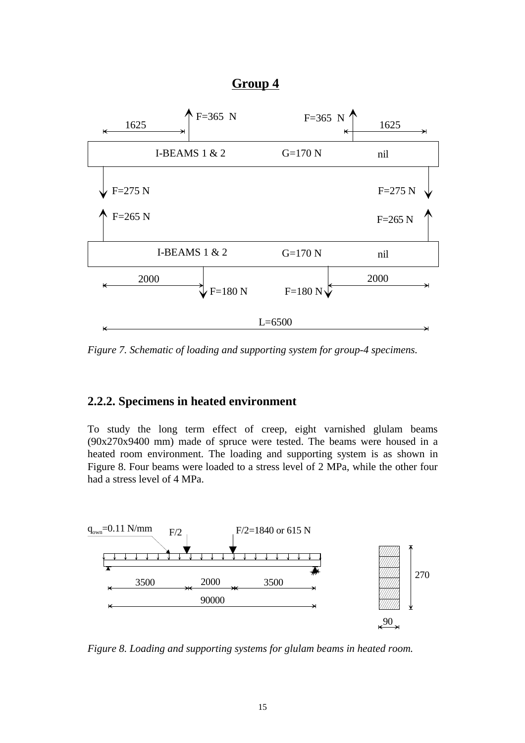## Group 4

F=365 N &nbsp;&nbsp; F=365 N

1625 &nbsp;&nbsp; 1625

I-BEAMS 1 & 2 &nbsp;&nbsp; G=170 N &nbsp;&nbsp; nil

F=275 N &nbsp;&nbsp; F=275 N

F=265 N &nbsp;&nbsp; F=265 N

I-BEAMS 1 & 2 &nbsp;&nbsp; G=170 N &nbsp;&nbsp; nil

2000 &nbsp;&nbsp; 2000

F=180 N &nbsp;&nbsp; F=180 N

L=6500

*Figure 7. Schematic of loading and supporting system for group-4 specimens.*

### 2.2.2. Specimens in heated environment

To study the long term effect of creep, eight varnished glulam beams (90x270x9400 mm) made of spruce were tested. The beams were housed in a heated room environment. The loading and supporting system is as shown in Figure 8. Four beams were loaded to a stress level of 2 MPa, while the other four had a stress level of 4 MPa.

$q_{own}$=0.11 N/mm &nbsp;&nbsp; F/2 &nbsp;&nbsp; F/2=1840 or 615 N

3500 &nbsp;&nbsp; 2000 &nbsp;&nbsp; 3500

90000

270

90

*Figure 8. Loading and supporting systems for glulam beams in heated room.*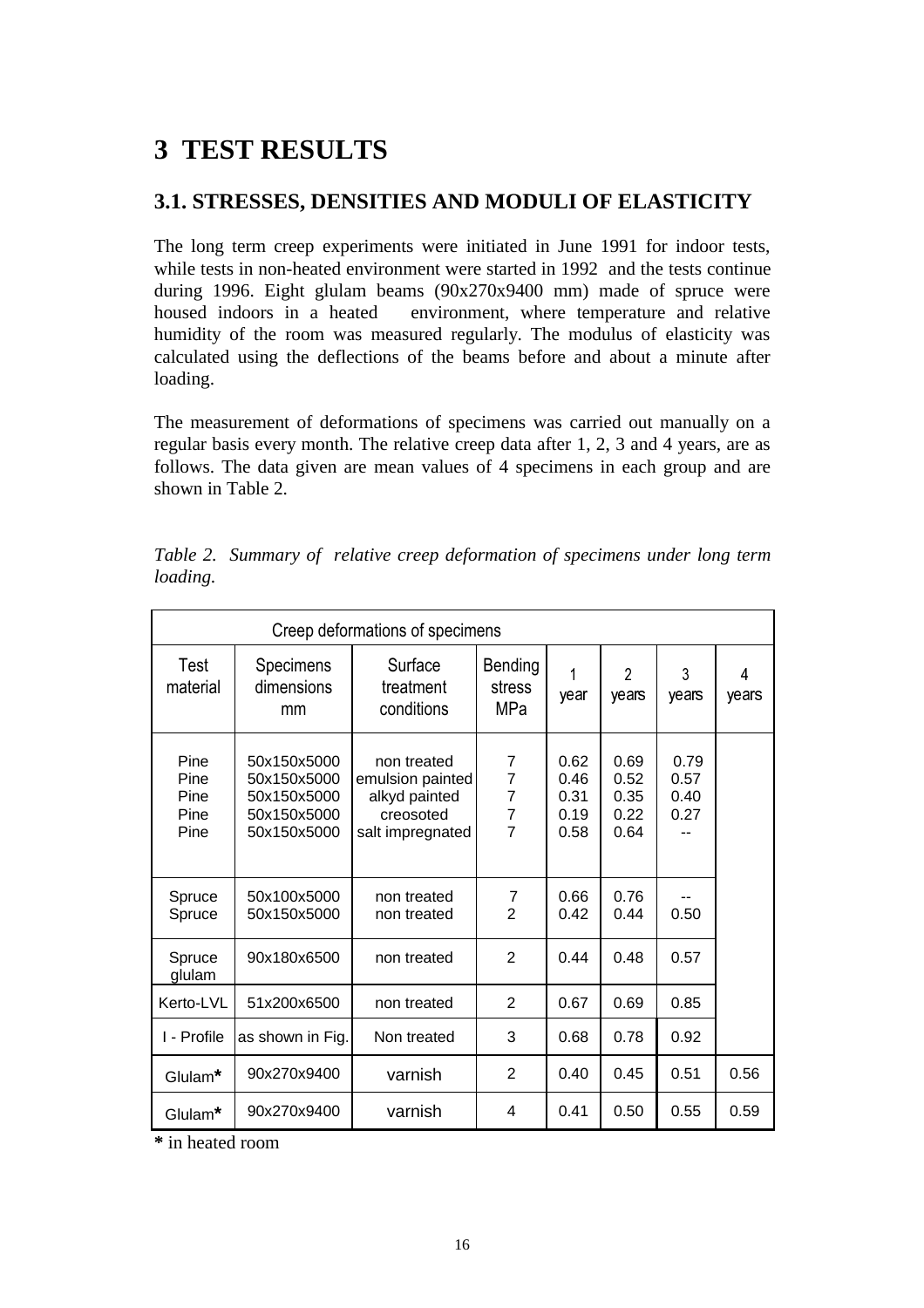# 3 TEST RESULTS

## 3.1. STRESSES, DENSITIES AND MODULI OF ELASTICITY

The long term creep experiments were initiated in June 1991 for indoor tests, while tests in non-heated environment were started in 1992 and the tests continue during 1996. Eight glulam beams (90x270x9400 mm) made of spruce were housed indoors in a heated environment, where temperature and relative humidity of the room was measured regularly. The modulus of elasticity was calculated using the deflections of the beams before and about a minute after loading.

The measurement of deformations of specimens was carried out manually on a regular basis every month. The relative creep data after 1, 2, 3 and 4 years, are as follows. The data given are mean values of 4 specimens in each group and are shown in Table 2.

*Table 2. Summary of relative creep deformation of specimens under long term loading.*

| Creep deformations of specimens | | | | | | | |
|---|---|---|---|---|---|---|---|
| Test material | Specimens dimensions mm | Surface treatment conditions | Bending stress MPa | 1 year | 2 years | 3 years | 4 years |
| Pine | 50x150x5000 | non treated | 7 | 0.62 | 0.69 | 0.79 | |
| Pine | 50x150x5000 | emulsion painted | 7 | 0.46 | 0.52 | 0.57 | |
| Pine | 50x150x5000 | alkyd painted | 7 | 0.31 | 0.35 | 0.40 | |
| Pine | 50x150x5000 | creosoted | 7 | 0.19 | 0.22 | 0.27 | |
| Pine | 50x150x5000 | salt impregnated | 7 | 0.58 | 0.64 | -- | |
| Spruce | 50x100x5000 | non treated | 7 | 0.66 | 0.76 | -- | |
| Spruce | 50x150x5000 | non treated | 2 | 0.42 | 0.44 | 0.50 | |
| Spruce glulam | 90x180x6500 | non treated | 2 | 0.44 | 0.48 | 0.57 | |
| Kerto-LVL | 51x200x6500 | non treated | 2 | 0.67 | 0.69 | 0.85 | |
| I - Profile | as shown in Fig. | Non treated | 3 | 0.68 | 0.78 | 0.92 | |
| Glulam* | 90x270x9400 | varnish | 2 | 0.40 | 0.45 | 0.51 | 0.56 |
| Glulam* | 90x270x9400 | varnish | 4 | 0.41 | 0.50 | 0.55 | 0.59 |

**\*** in heated room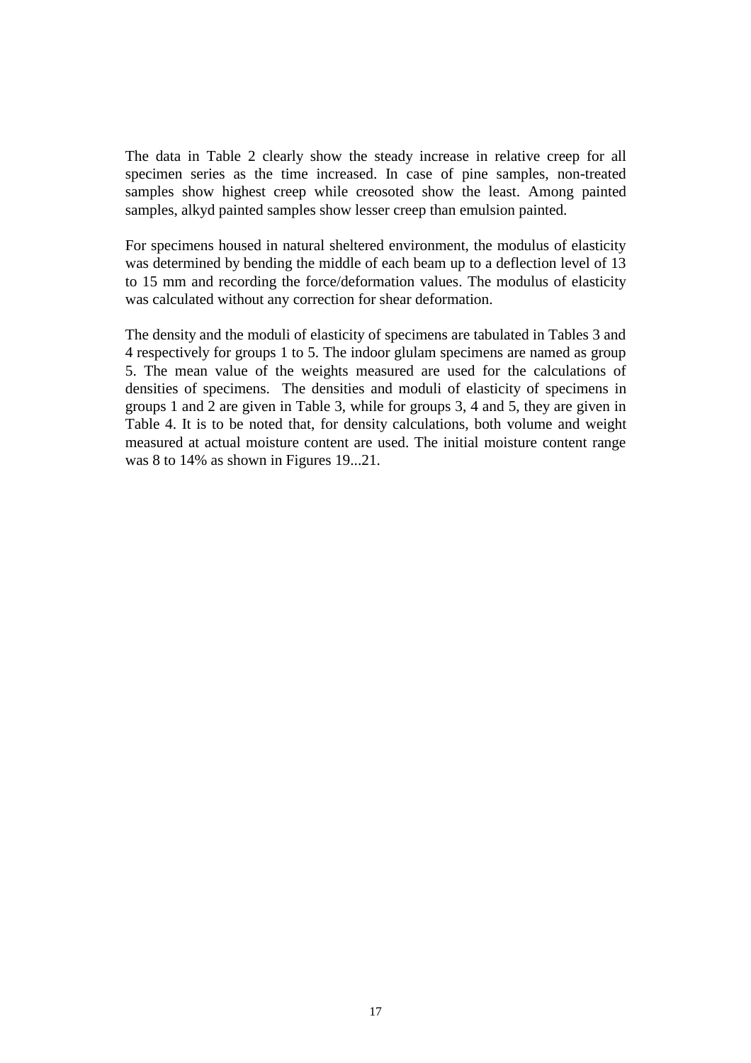The data in Table 2 clearly show the steady increase in relative creep for all specimen series as the time increased. In case of pine samples, non-treated samples show highest creep while creosoted show the least. Among painted samples, alkyd painted samples show lesser creep than emulsion painted.

For specimens housed in natural sheltered environment, the modulus of elasticity was determined by bending the middle of each beam up to a deflection level of 13 to 15 mm and recording the force/deformation values. The modulus of elasticity was calculated without any correction for shear deformation.

The density and the moduli of elasticity of specimens are tabulated in Tables 3 and 4 respectively for groups 1 to 5. The indoor glulam specimens are named as group 5. The mean value of the weights measured are used for the calculations of densities of specimens. The densities and moduli of elasticity of specimens in groups 1 and 2 are given in Table 3, while for groups 3, 4 and 5, they are given in Table 4. It is to be noted that, for density calculations, both volume and weight measured at actual moisture content are used. The initial moisture content range was 8 to 14% as shown in Figures 19...21.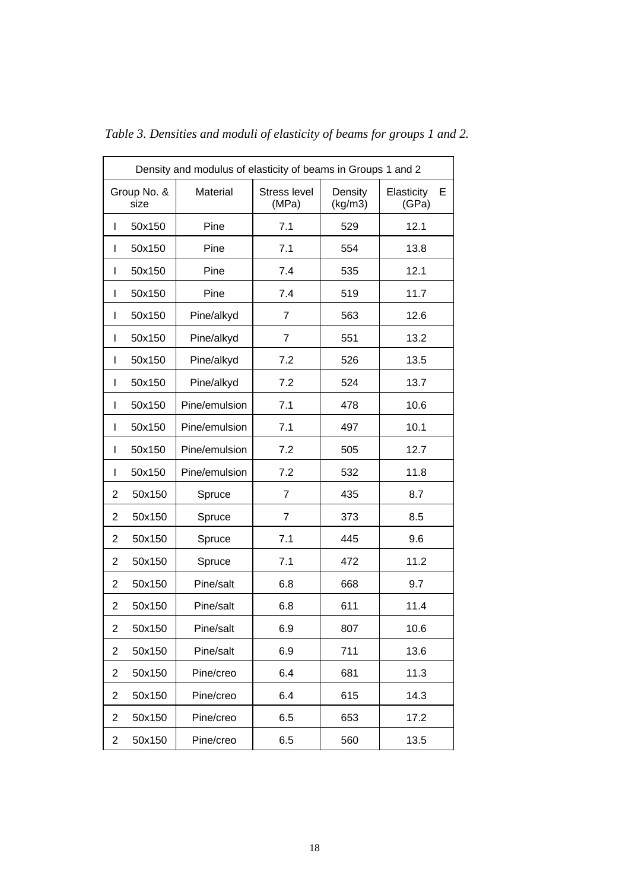*Table 3. Densities and moduli of elasticity of beams for groups 1 and 2.*

| Density and modulus of elasticity of beams in Groups 1 and 2 | | | | |
|---|---|---|---|---|
| Group No. & size | Material | Stress level (MPa) | Density (kg/m3) | Elasticity E (GPa) |
| I 50x150 | Pine | 7.1 | 529 | 12.1 |
| I 50x150 | Pine | 7.1 | 554 | 13.8 |
| I 50x150 | Pine | 7.4 | 535 | 12.1 |
| I 50x150 | Pine | 7.4 | 519 | 11.7 |
| I 50x150 | Pine/alkyd | 7 | 563 | 12.6 |
| I 50x150 | Pine/alkyd | 7 | 551 | 13.2 |
| I 50x150 | Pine/alkyd | 7.2 | 526 | 13.5 |
| I 50x150 | Pine/alkyd | 7.2 | 524 | 13.7 |
| I 50x150 | Pine/emulsion | 7.1 | 478 | 10.6 |
| I 50x150 | Pine/emulsion | 7.1 | 497 | 10.1 |
| I 50x150 | Pine/emulsion | 7.2 | 505 | 12.7 |
| I 50x150 | Pine/emulsion | 7.2 | 532 | 11.8 |
| 2 50x150 | Spruce | 7 | 435 | 8.7 |
| 2 50x150 | Spruce | 7 | 373 | 8.5 |
| 2 50x150 | Spruce | 7.1 | 445 | 9.6 |
| 2 50x150 | Spruce | 7.1 | 472 | 11.2 |
| 2 50x150 | Pine/salt | 6.8 | 668 | 9.7 |
| 2 50x150 | Pine/salt | 6.8 | 611 | 11.4 |
| 2 50x150 | Pine/salt | 6.9 | 807 | 10.6 |
| 2 50x150 | Pine/salt | 6.9 | 711 | 13.6 |
| 2 50x150 | Pine/creo | 6.4 | 681 | 11.3 |
| 2 50x150 | Pine/creo | 6.4 | 615 | 14.3 |
| 2 50x150 | Pine/creo | 6.5 | 653 | 17.2 |
| 2 50x150 | Pine/creo | 6.5 | 560 | 13.5 |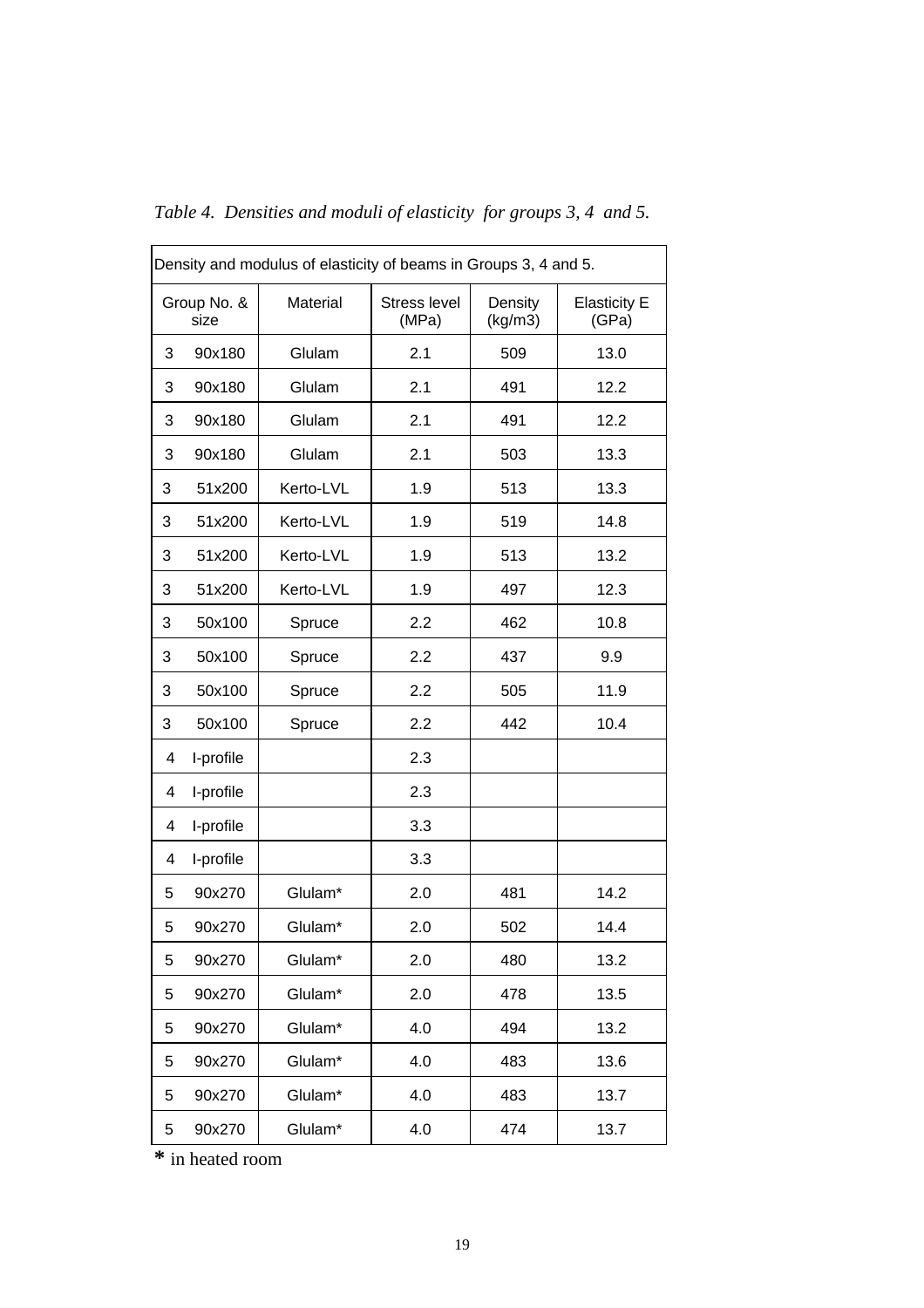*Table 4. Densities and moduli of elasticity for groups 3, 4 and 5.*

| Density and modulus of elasticity of beams in Groups 3, 4 and 5. | | | | |
|---|---|---|---|---|
| Group No. & size | Material | Stress level (MPa) | Density (kg/m3) | Elasticity E (GPa) |
| 3 90x180 | Glulam | 2.1 | 509 | 13.0 |
| 3 90x180 | Glulam | 2.1 | 491 | 12.2 |
| 3 90x180 | Glulam | 2.1 | 491 | 12.2 |
| 3 90x180 | Glulam | 2.1 | 503 | 13.3 |
| 3 51x200 | Kerto-LVL | 1.9 | 513 | 13.3 |
| 3 51x200 | Kerto-LVL | 1.9 | 519 | 14.8 |
| 3 51x200 | Kerto-LVL | 1.9 | 513 | 13.2 |
| 3 51x200 | Kerto-LVL | 1.9 | 497 | 12.3 |
| 3 50x100 | Spruce | 2.2 | 462 | 10.8 |
| 3 50x100 | Spruce | 2.2 | 437 | 9.9 |
| 3 50x100 | Spruce | 2.2 | 505 | 11.9 |
| 3 50x100 | Spruce | 2.2 | 442 | 10.4 |
| 4 I-profile | | 2.3 | | |
| 4 I-profile | | 2.3 | | |
| 4 I-profile | | 3.3 | | |
| 4 I-profile | | 3.3 | | |
| 5 90x270 | Glulam* | 2.0 | 481 | 14.2 |
| 5 90x270 | Glulam* | 2.0 | 502 | 14.4 |
| 5 90x270 | Glulam* | 2.0 | 480 | 13.2 |
| 5 90x270 | Glulam* | 2.0 | 478 | 13.5 |
| 5 90x270 | Glulam* | 4.0 | 494 | 13.2 |
| 5 90x270 | Glulam* | 4.0 | 483 | 13.6 |
| 5 90x270 | Glulam* | 4.0 | 483 | 13.7 |
| 5 90x270 | Glulam* | 4.0 | 474 | 13.7 |

**\*** in heated room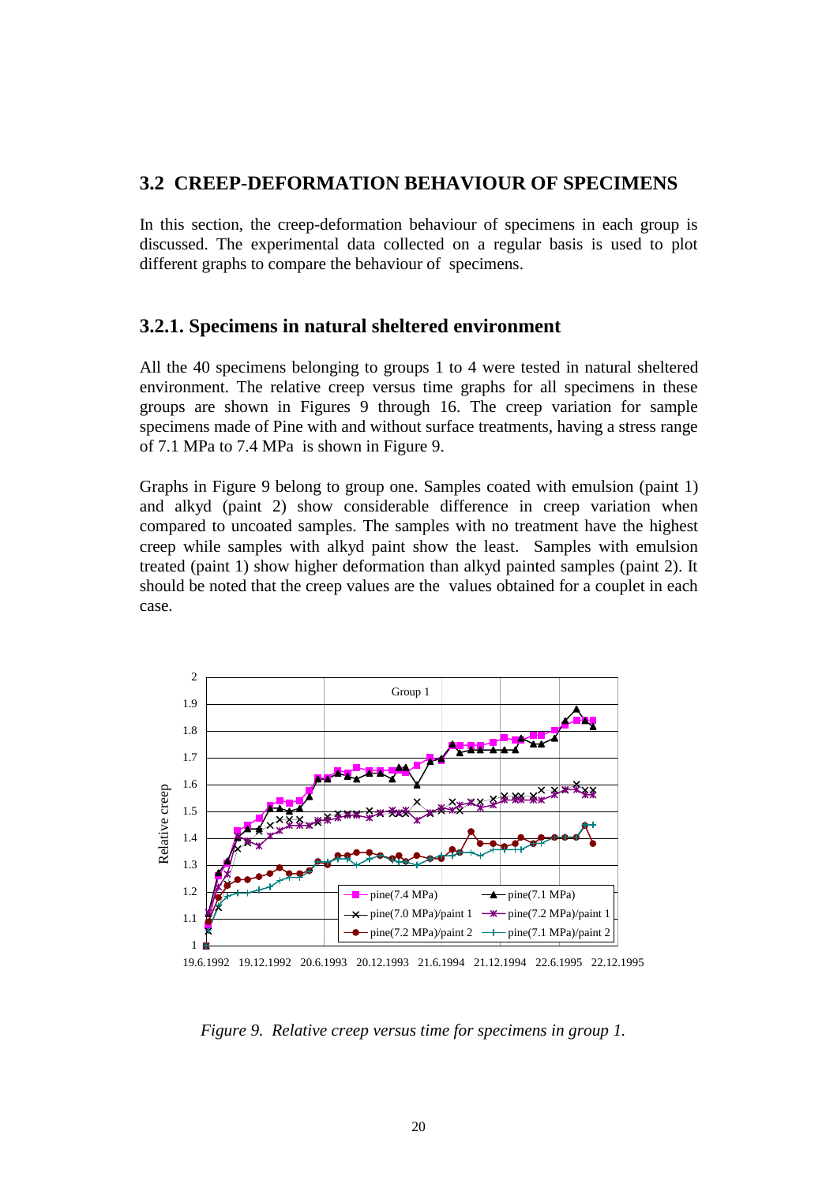## 3.2 CREEP-DEFORMATION BEHAVIOUR OF SPECIMENS

In this section, the creep-deformation behaviour of specimens in each group is discussed. The experimental data collected on a regular basis is used to plot different graphs to compare the behaviour of specimens.

### 3.2.1. Specimens in natural sheltered environment

All the 40 specimens belonging to groups 1 to 4 were tested in natural sheltered environment. The relative creep versus time graphs for all specimens in these groups are shown in Figures 9 through 16. The creep variation for sample specimens made of Pine with and without surface treatments, having a stress range of 7.1 MPa to 7.4 MPa is shown in Figure 9.

Graphs in Figure 9 belong to group one. Samples coated with emulsion (paint 1) and alkyd (paint 2) show considerable difference in creep variation when compared to uncoated samples. The samples with no treatment have the highest creep while samples with alkyd paint show the least. Samples with emulsion treated (paint 1) show higher deformation than alkyd painted samples (paint 2). It should be noted that the creep values are the values obtained for a couplet in each case.

*Figure 9. Relative creep versus time for specimens in group 1.*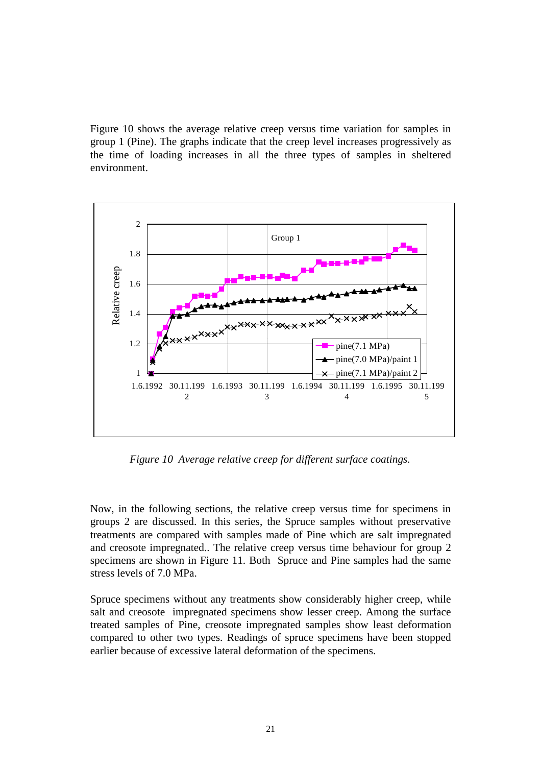Figure 10 shows the average relative creep versus time variation for samples in group 1 (Pine). The graphs indicate that the creep level increases progressively as the time of loading increases in all the three types of samples in sheltered environment.

*Figure 10 Average relative creep for different surface coatings.*

Now, in the following sections, the relative creep versus time for specimens in groups 2 are discussed. In this series, the Spruce samples without preservative treatments are compared with samples made of Pine which are salt impregnated and creosote impregnated.. The relative creep versus time behaviour for group 2 specimens are shown in Figure 11. Both Spruce and Pine samples had the same stress levels of 7.0 MPa.

Spruce specimens without any treatments show considerably higher creep, while salt and creosote impregnated specimens show lesser creep. Among the surface treated samples of Pine, creosote impregnated samples show least deformation compared to other two types. Readings of spruce specimens have been stopped earlier because of excessive lateral deformation of the specimens.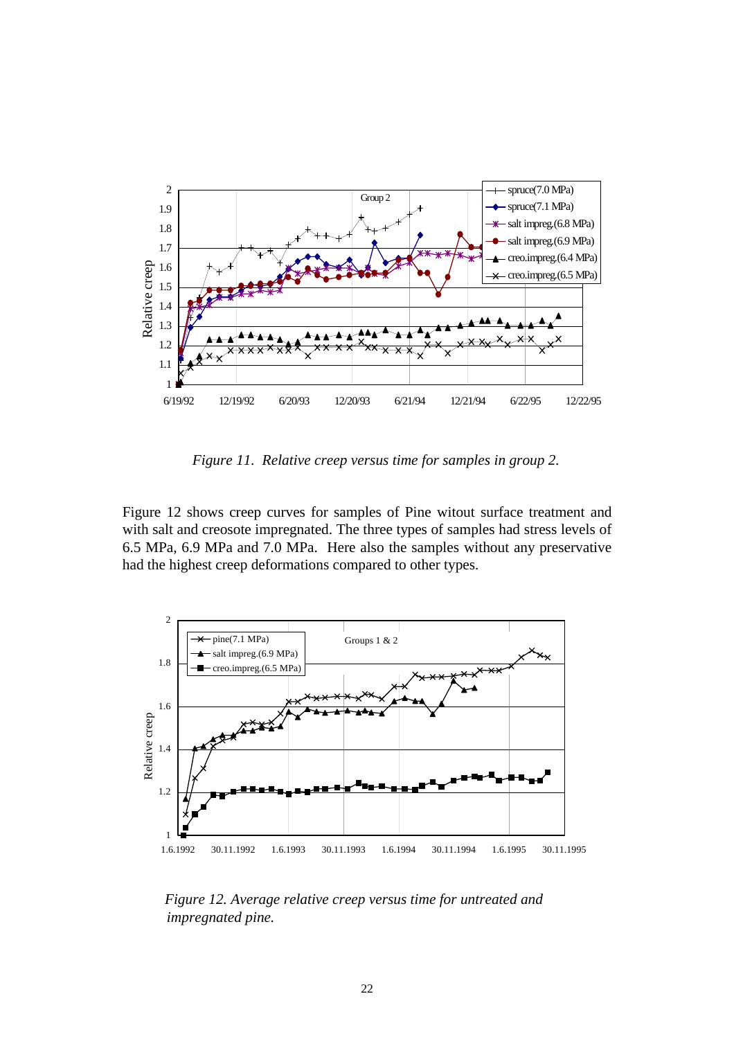*Figure 11. Relative creep versus time for samples in group 2.*

Figure 12 shows creep curves for samples of Pine witout surface treatment and with salt and creosote impregnated. The three types of samples had stress levels of 6.5 MPa, 6.9 MPa and 7.0 MPa. Here also the samples without any preservative had the highest creep deformations compared to other types.

*Figure 12. Average relative creep versus time for untreated and impregnated pine.*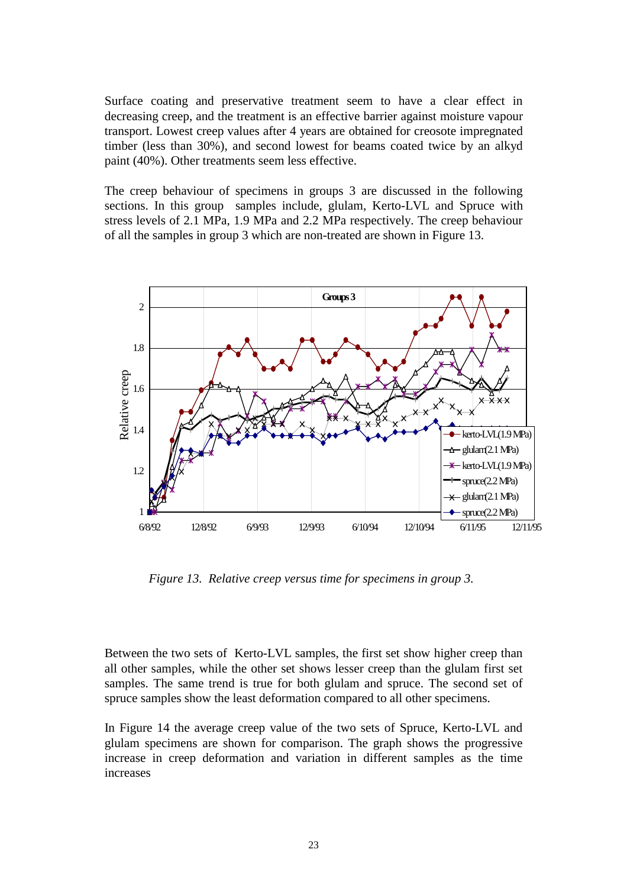Surface coating and preservative treatment seem to have a clear effect in decreasing creep, and the treatment is an effective barrier against moisture vapour transport. Lowest creep values after 4 years are obtained for creosote impregnated timber (less than 30%), and second lowest for beams coated twice by an alkyd paint (40%). Other treatments seem less effective.

The creep behaviour of specimens in groups 3 are discussed in the following sections. In this group samples include, glulam, Kerto-LVL and Spruce with stress levels of 2.1 MPa, 1.9 MPa and 2.2 MPa respectively. The creep behaviour of all the samples in group 3 which are non-treated are shown in Figure 13.

*Figure 13. Relative creep versus time for specimens in group 3.*

Between the two sets of Kerto-LVL samples, the first set show higher creep than all other samples, while the other set shows lesser creep than the glulam first set samples. The same trend is true for both glulam and spruce. The second set of spruce samples show the least deformation compared to all other specimens.

In Figure 14 the average creep value of the two sets of Spruce, Kerto-LVL and glulam specimens are shown for comparison. The graph shows the progressive increase in creep deformation and variation in different samples as the time increases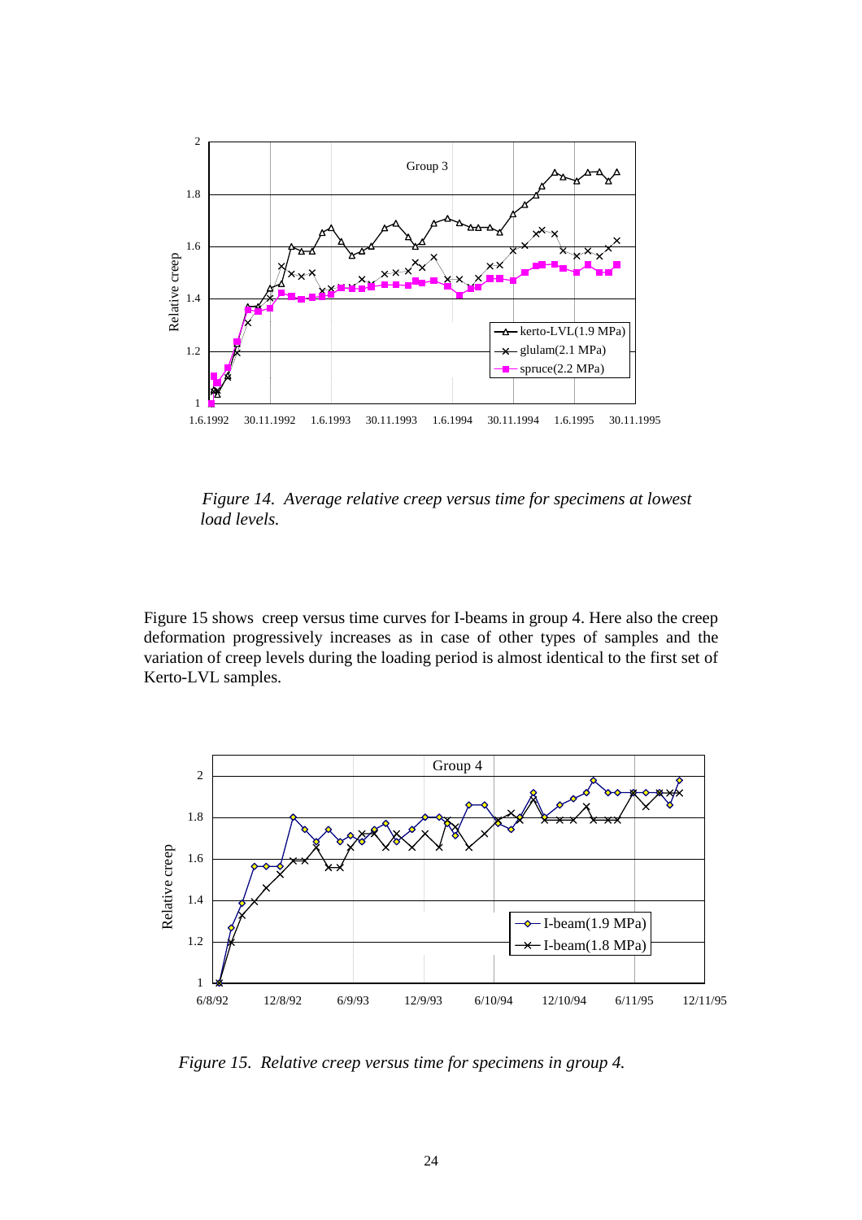*Figure 14. Average relative creep versus time for specimens at lowest load levels.*

Figure 15 shows creep versus time curves for I-beams in group 4. Here also the creep deformation progressively increases as in case of other types of samples and the variation of creep levels during the loading period is almost identical to the first set of Kerto-LVL samples.

*Figure 15. Relative creep versus time for specimens in group 4.*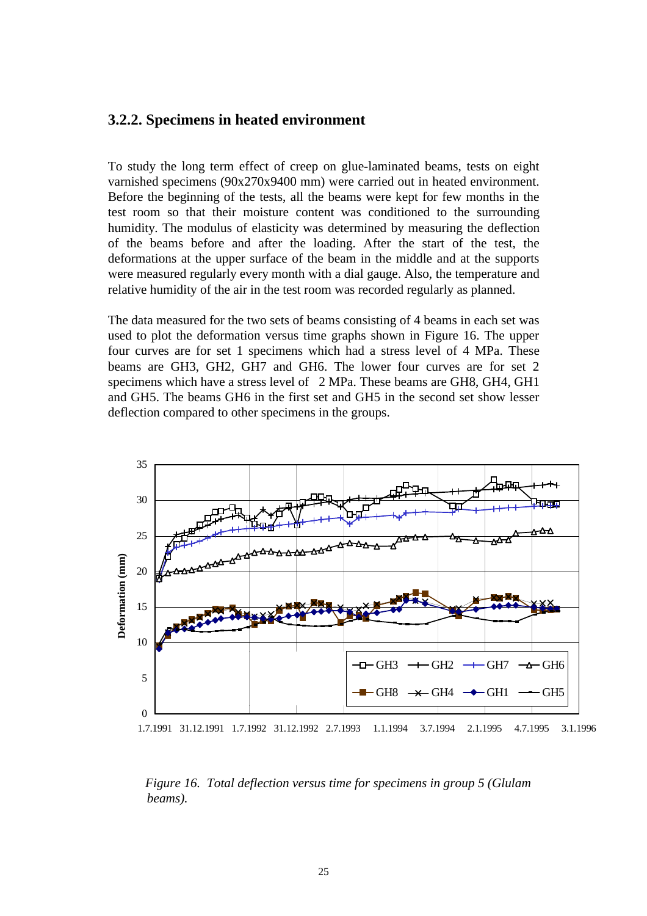### 3.2.2. Specimens in heated environment

To study the long term effect of creep on glue-laminated beams, tests on eight varnished specimens (90x270x9400 mm) were carried out in heated environment. Before the beginning of the tests, all the beams were kept for few months in the test room so that their moisture content was conditioned to the surrounding humidity. The modulus of elasticity was determined by measuring the deflection of the beams before and after the loading. After the start of the test, the deformations at the upper surface of the beam in the middle and at the supports were measured regularly every month with a dial gauge. Also, the temperature and relative humidity of the air in the test room was recorded regularly as planned.

The data measured for the two sets of beams consisting of 4 beams in each set was used to plot the deformation versus time graphs shown in Figure 16. The upper four curves are for set 1 specimens which had a stress level of 4 MPa. These beams are GH3, GH2, GH7 and GH6. The lower four curves are for set 2 specimens which have a stress level of 2 MPa. These beams are GH8, GH4, GH1 and GH5. The beams GH6 in the first set and GH5 in the second set show lesser deflection compared to other specimens in the groups.

*Figure 16. Total deflection versus time for specimens in group 5 (Glulam beams).*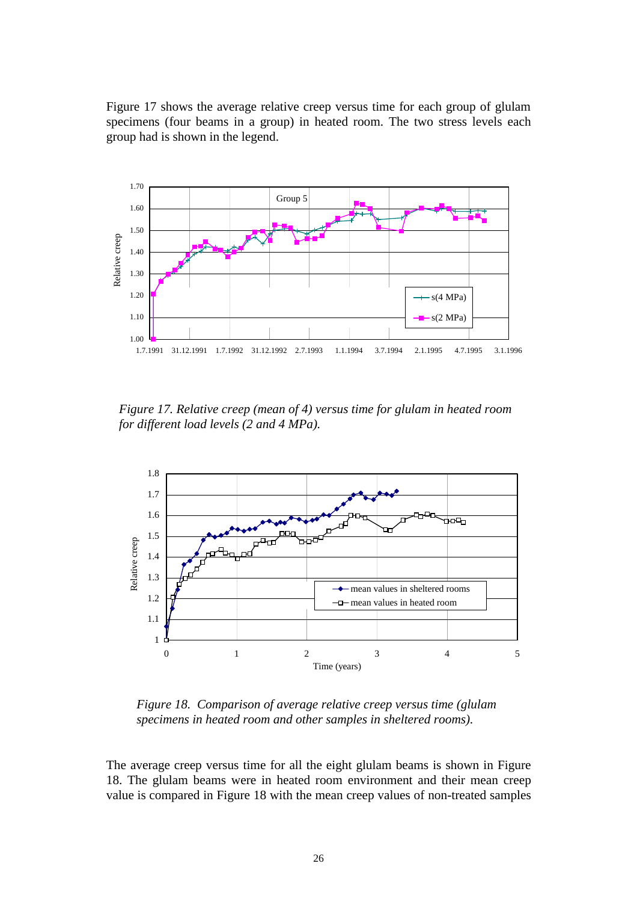Figure 17 shows the average relative creep versus time for each group of glulam specimens (four beams in a group) in heated room. The two stress levels each group had is shown in the legend.

*Figure 17. Relative creep (mean of 4) versus time for glulam in heated room for different load levels (2 and 4 MPa).*

*Figure 18. Comparison of average relative creep versus time (glulam specimens in heated room and other samples in sheltered rooms).*

The average creep versus time for all the eight glulam beams is shown in Figure 18. The glulam beams were in heated room environment and their mean creep value is compared in Figure 18 with the mean creep values of non-treated samples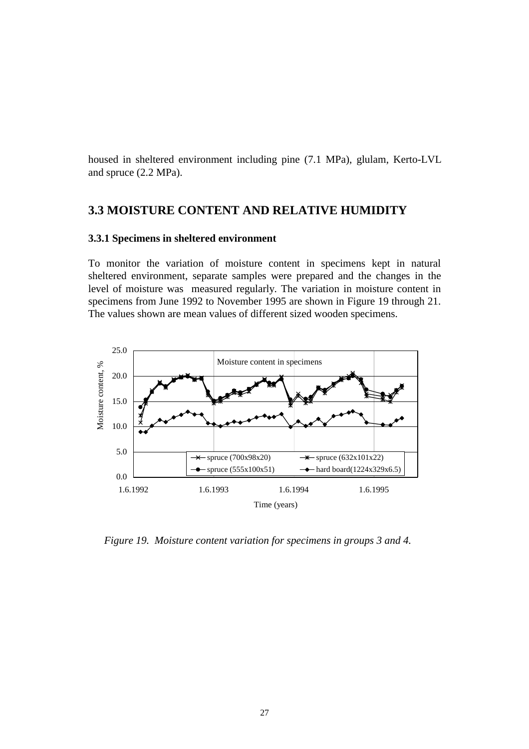housed in sheltered environment including pine (7.1 MPa), glulam, Kerto-LVL and spruce (2.2 MPa).

## 3.3 MOISTURE CONTENT AND RELATIVE HUMIDITY

### 3.3.1 Specimens in sheltered environment

To monitor the variation of moisture content in specimens kept in natural sheltered environment, separate samples were prepared and the changes in the level of moisture was measured regularly. The variation in moisture content in specimens from June 1992 to November 1995 are shown in Figure 19 through 21. The values shown are mean values of different sized wooden specimens.

*Figure 19. Moisture content variation for specimens in groups 3 and 4.*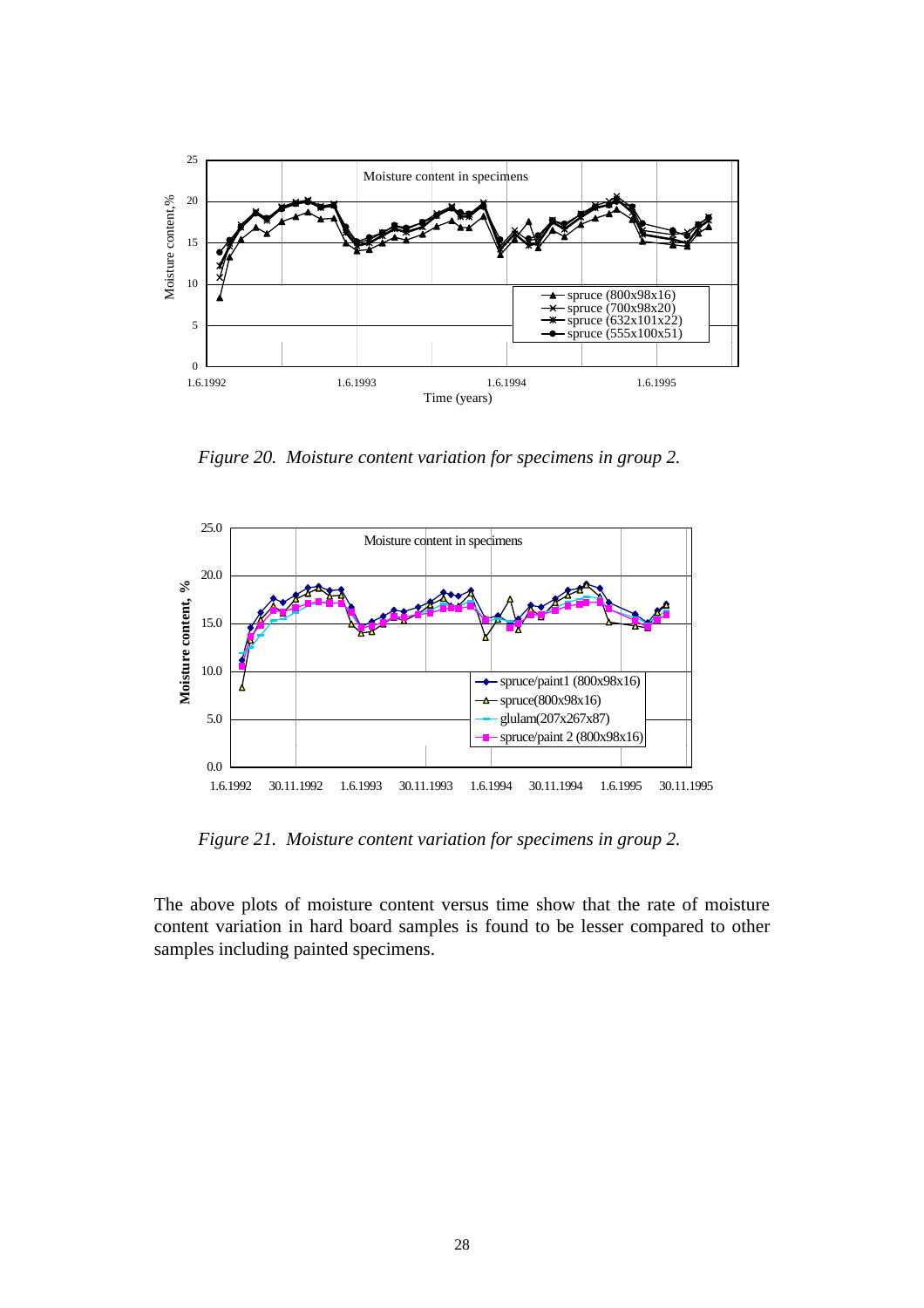*Figure 20. Moisture content variation for specimens in group 2.*

*Figure 21. Moisture content variation for specimens in group 2.*

The above plots of moisture content versus time show that the rate of moisture content variation in hard board samples is found to be lesser compared to other samples including painted specimens.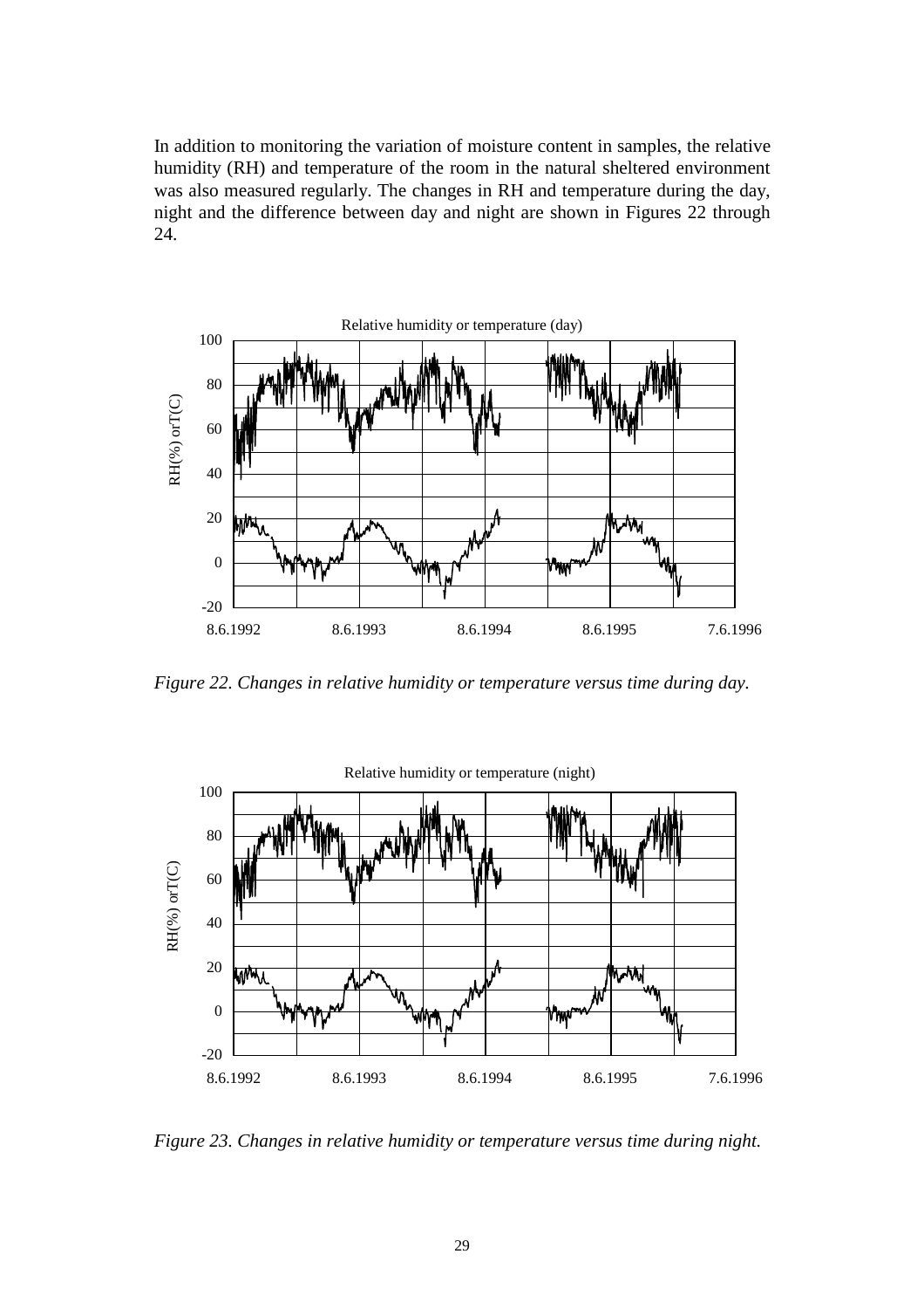In addition to monitoring the variation of moisture content in samples, the relative humidity (RH) and temperature of the room in the natural sheltered environment was also measured regularly. The changes in RH and temperature during the day, night and the difference between day and night are shown in Figures 22 through 24.

*Figure 22. Changes in relative humidity or temperature versus time during day.*

*Figure 23. Changes in relative humidity or temperature versus time during night.*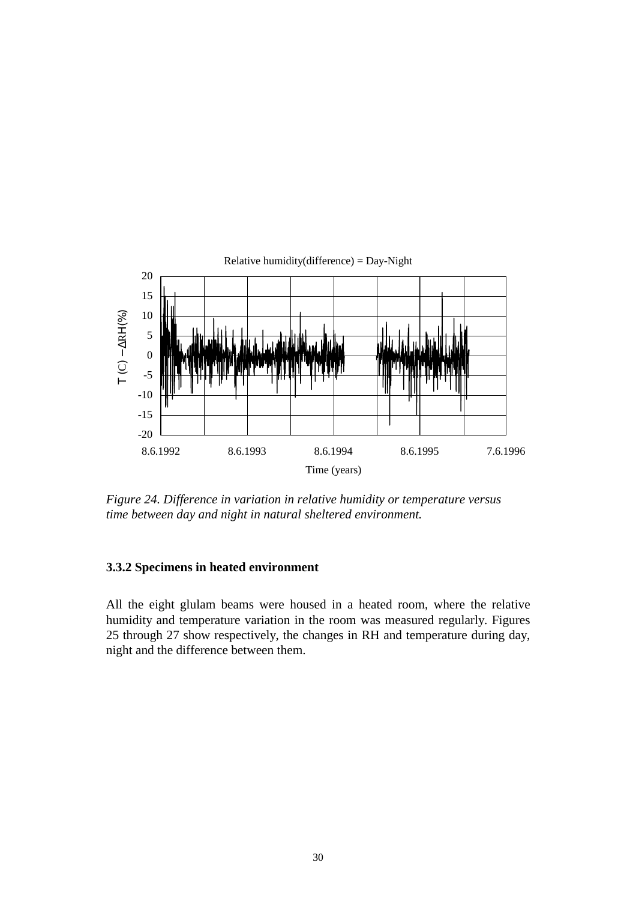Relative humidity(difference) = Day-Night

T (C) − ΔRH(%)

20
15
10
5
0
-5
-10
-15
-20

8.6.1992 8.6.1993 8.6.1994 8.6.1995 7.6.1996

Time (years)

*Figure 24. Difference in variation in relative humidity or temperature versus time between day and night in natural sheltered environment.*

### 3.3.2 Specimens in heated environment

All the eight glulam beams were housed in a heated room, where the relative humidity and temperature variation in the room was measured regularly. Figures 25 through 27 show respectively, the changes in RH and temperature during day, night and the difference between them.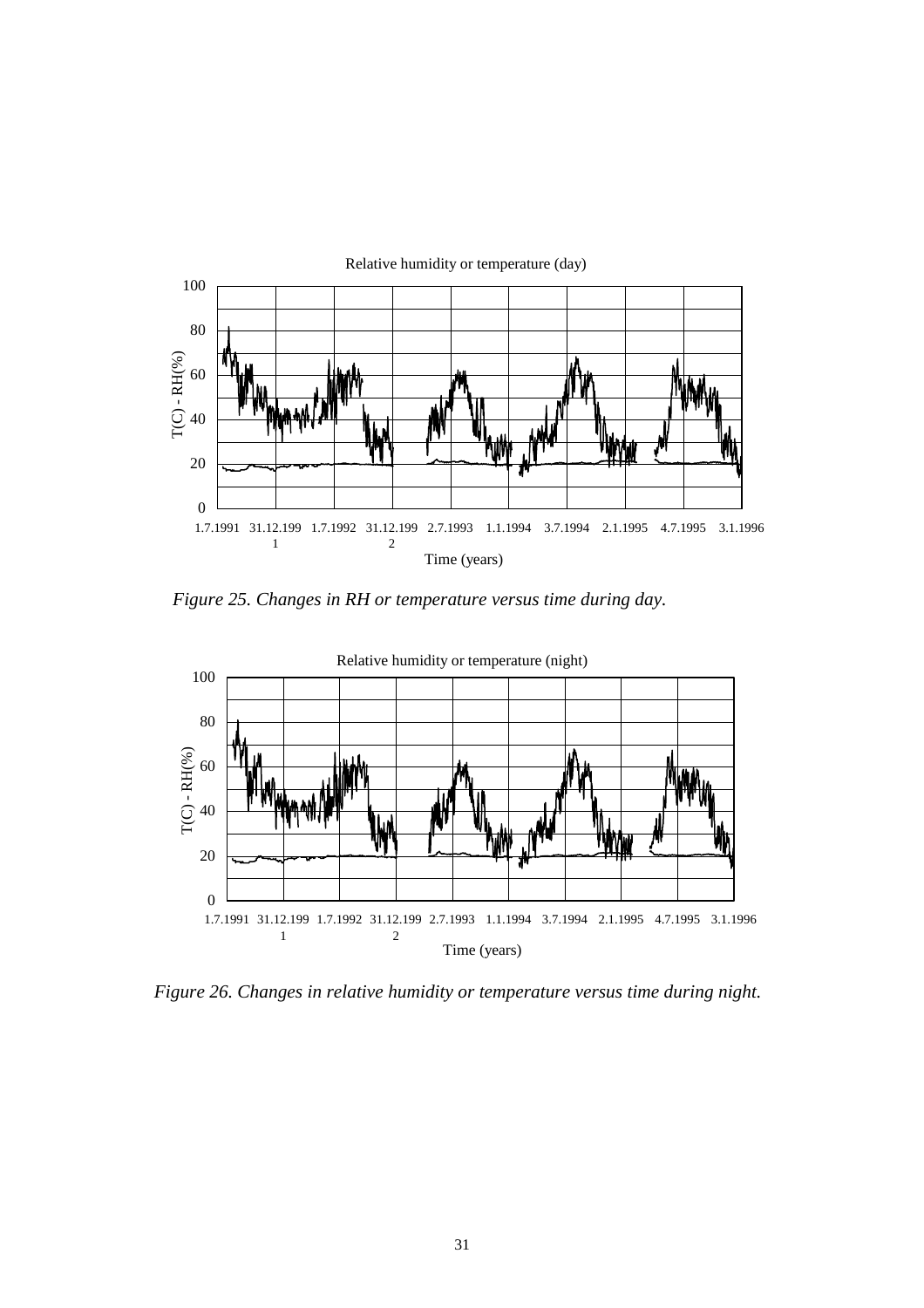*Figure 25. Changes in RH or temperature versus time during day.*

*Figure 26. Changes in relative humidity or temperature versus time during night.*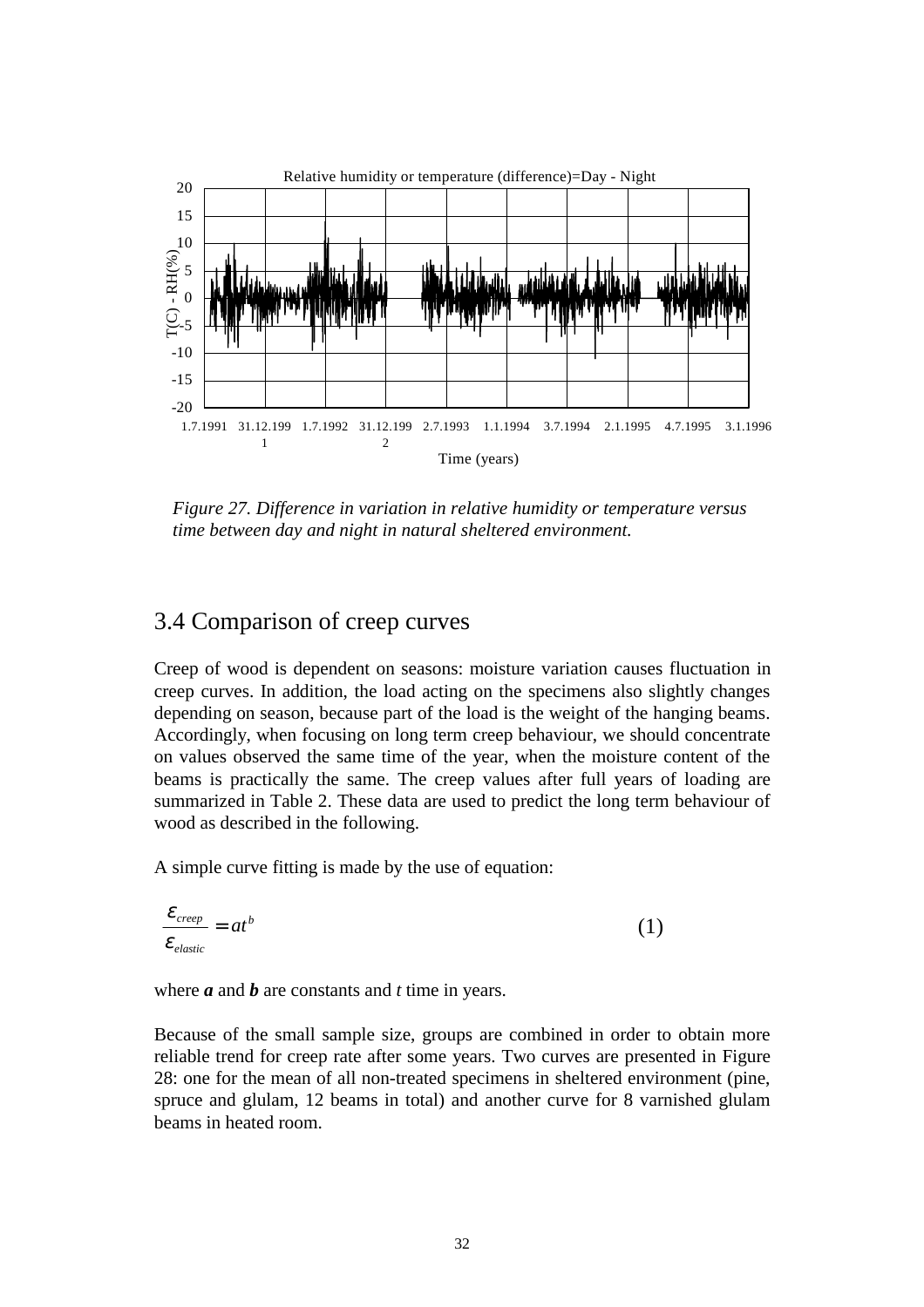Figure 27. Difference in variation in relative humidity or temperature versus time between day and night in natural sheltered environment.

## 3.4 Comparison of creep curves

Creep of wood is dependent on seasons: moisture variation causes fluctuation in creep curves. In addition, the load acting on the specimens also slightly changes depending on season, because part of the load is the weight of the hanging beams. Accordingly, when focusing on long term creep behaviour, we should concentrate on values observed the same time of the year, when the moisture content of the beams is practically the same. The creep values after full years of loading are summarized in Table 2. These data are used to predict the long term behaviour of wood as described in the following.

A simple curve fitting is made by the use of equation:

$$\frac{\varepsilon_{creep}}{\varepsilon_{elastic}} = at^{b} \tag{1}$$

where $\boldsymbol{a}$ and $\boldsymbol{b}$ are constants and $t$ time in years.

Because of the small sample size, groups are combined in order to obtain more reliable trend for creep rate after some years. Two curves are presented in Figure 28: one for the mean of all non-treated specimens in sheltered environment (pine, spruce and glulam, 12 beams in total) and another curve for 8 varnished glulam beams in heated room.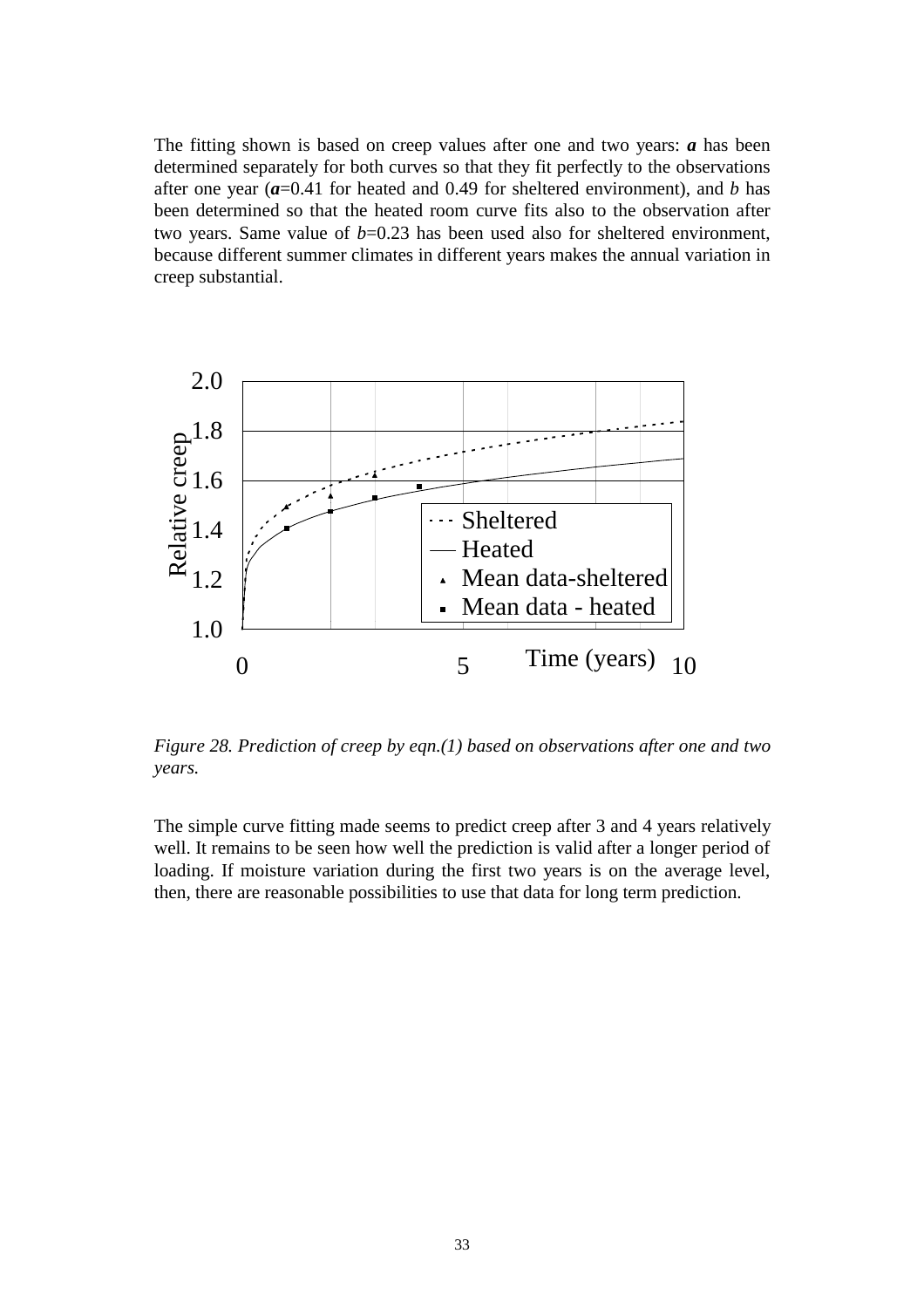The fitting shown is based on creep values after one and two years: ***a*** has been determined separately for both curves so that they fit perfectly to the observations after one year (***a***=0.41 for heated and 0.49 for sheltered environment), and *b* has been determined so that the heated room curve fits also to the observation after two years. Same value of *b*=0.23 has been used also for sheltered environment, because different summer climates in different years makes the annual variation in creep substantial.

*Figure 28. Prediction of creep by eqn.(1) based on observations after one and two years.*

The simple curve fitting made seems to predict creep after 3 and 4 years relatively well. It remains to be seen how well the prediction is valid after a longer period of loading. If moisture variation during the first two years is on the average level, then, there are reasonable possibilities to use that data for long term prediction.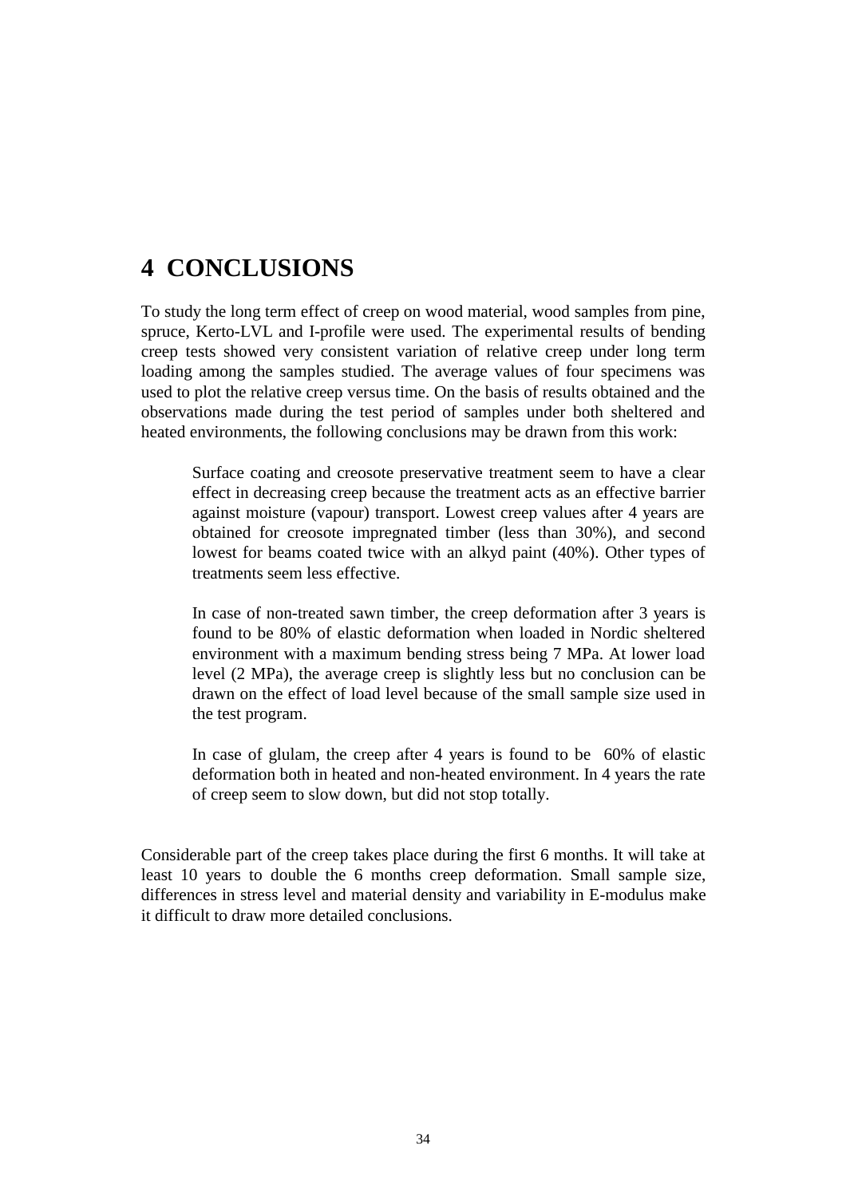# 4 CONCLUSIONS

To study the long term effect of creep on wood material, wood samples from pine, spruce, Kerto-LVL and I-profile were used. The experimental results of bending creep tests showed very consistent variation of relative creep under long term loading among the samples studied. The average values of four specimens was used to plot the relative creep versus time. On the basis of results obtained and the observations made during the test period of samples under both sheltered and heated environments, the following conclusions may be drawn from this work:

> Surface coating and creosote preservative treatment seem to have a clear effect in decreasing creep because the treatment acts as an effective barrier against moisture (vapour) transport. Lowest creep values after 4 years are obtained for creosote impregnated timber (less than 30%), and second lowest for beams coated twice with an alkyd paint (40%). Other types of treatments seem less effective.
>
> In case of non-treated sawn timber, the creep deformation after 3 years is found to be 80% of elastic deformation when loaded in Nordic sheltered environment with a maximum bending stress being 7 MPa. At lower load level (2 MPa), the average creep is slightly less but no conclusion can be drawn on the effect of load level because of the small sample size used in the test program.
>
> In case of glulam, the creep after 4 years is found to be 60% of elastic deformation both in heated and non-heated environment. In 4 years the rate of creep seem to slow down, but did not stop totally.

Considerable part of the creep takes place during the first 6 months. It will take at least 10 years to double the 6 months creep deformation. Small sample size, differences in stress level and material density and variability in E-modulus make it difficult to draw more detailed conclusions.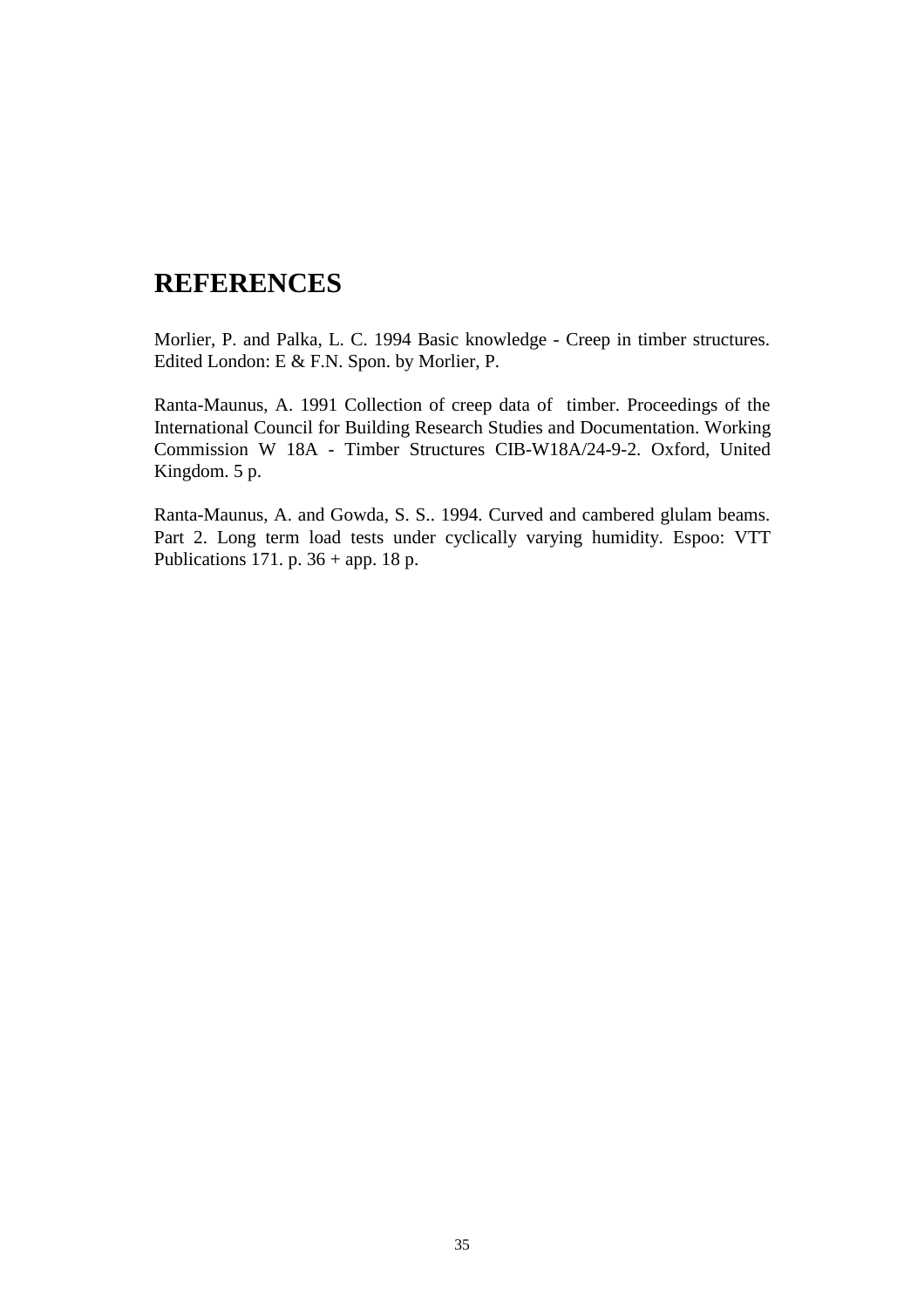# REFERENCES

Morlier, P. and Palka, L. C. 1994 Basic knowledge - Creep in timber structures. Edited London: E & F.N. Spon. by Morlier, P.

Ranta-Maunus, A. 1991 Collection of creep data of timber. Proceedings of the International Council for Building Research Studies and Documentation. Working Commission W 18A - Timber Structures CIB-W18A/24-9-2. Oxford, United Kingdom. 5 p.

Ranta-Maunus, A. and Gowda, S. S.. 1994. Curved and cambered glulam beams. Part 2. Long term load tests under cyclically varying humidity. Espoo: VTT Publications 171. p. 36 + app. 18 p.